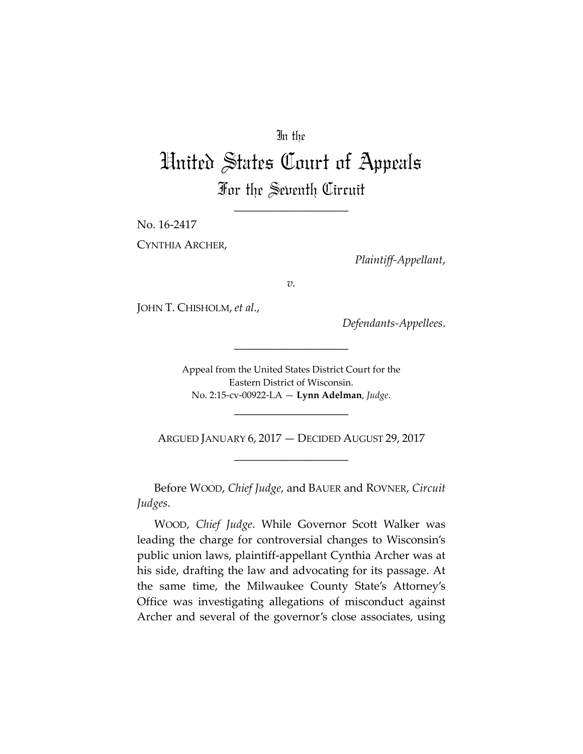In the

# United States Court of Appeals

## For the Seventh Circuit

---

No. 16-2417

CYNTHIA ARCHER,

*Plaintiff-Appellant*,

*v.*

JOHN T. CHISHOLM, *et al*.,

*Defendants-Appellees*.

---

Appeal from the United States District Court for the Eastern District of Wisconsin.
No. 2:15-cv-00922-LA — **Lynn Adelman**, *Judge*.

---

ARGUED JANUARY 6, 2017 — DECIDED AUGUST 29, 2017

---

Before WOOD, *Chief Judge*, and BAUER and ROVNER, *Circuit Judges*.

WOOD, *Chief Judge*. While Governor Scott Walker was leading the charge for controversial changes to Wisconsin's public union laws, plaintiff-appellant Cynthia Archer was at his side, drafting the law and advocating for its passage. At the same time, the Milwaukee County State's Attorney's Office was investigating allegations of misconduct against Archer and several of the governor's close associates, using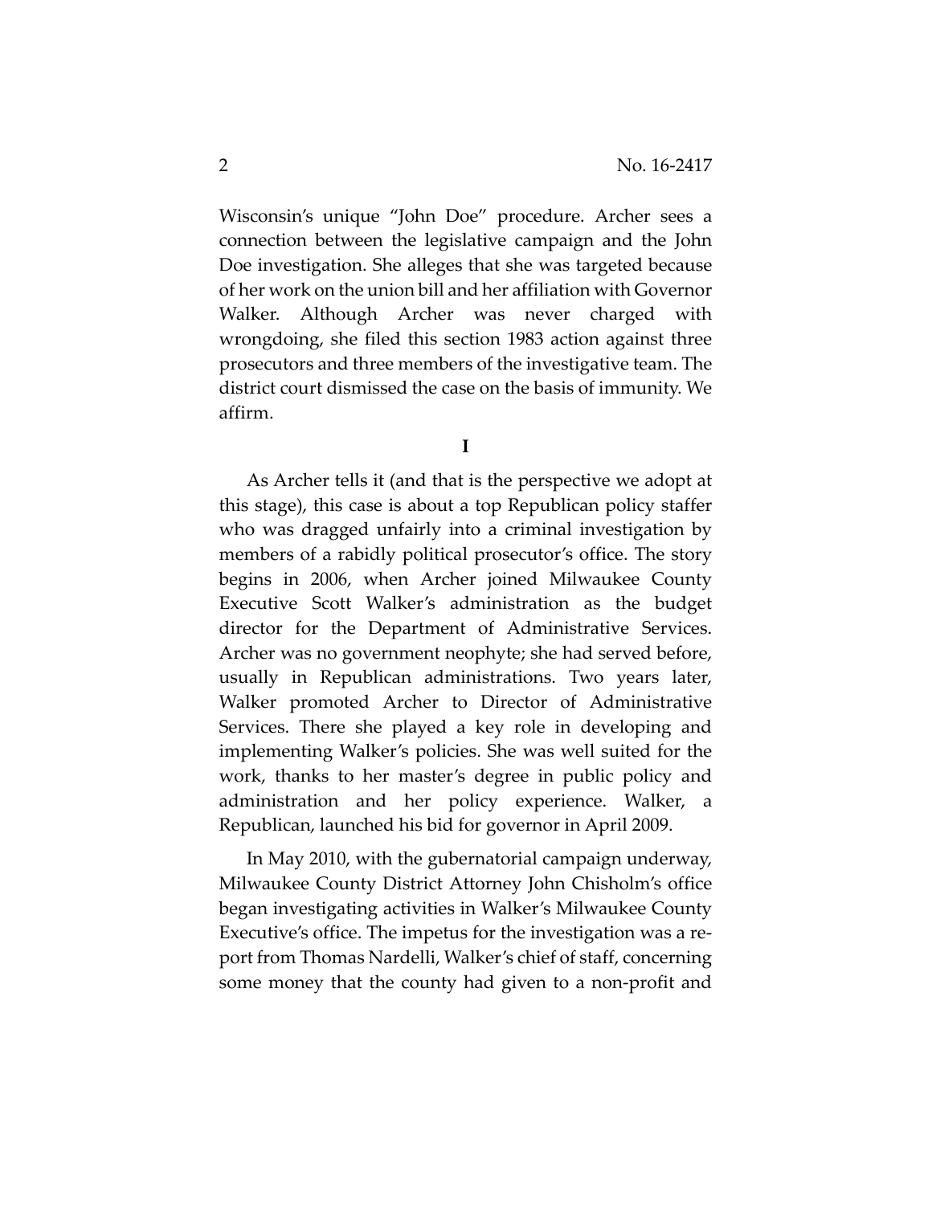Wisconsin's unique "John Doe" procedure. Archer sees a connection between the legislative campaign and the John Doe investigation. She alleges that she was targeted because of her work on the union bill and her affiliation with Governor Walker. Although Archer was never charged with wrongdoing, she filed this section 1983 action against three prosecutors and three members of the investigative team. The district court dismissed the case on the basis of immunity. We affirm.

# I

As Archer tells it (and that is the perspective we adopt at this stage), this case is about a top Republican policy staffer who was dragged unfairly into a criminal investigation by members of a rabidly political prosecutor's office. The story begins in 2006, when Archer joined Milwaukee County Executive Scott Walker's administration as the budget director for the Department of Administrative Services. Archer was no government neophyte; she had served before, usually in Republican administrations. Two years later, Walker promoted Archer to Director of Administrative Services. There she played a key role in developing and implementing Walker's policies. She was well suited for the work, thanks to her master's degree in public policy and administration and her policy experience. Walker, a Republican, launched his bid for governor in April 2009.

In May 2010, with the gubernatorial campaign underway, Milwaukee County District Attorney John Chisholm's office began investigating activities in Walker's Milwaukee County Executive's office. The impetus for the investigation was a report from Thomas Nardelli, Walker's chief of staff, concerning some money that the county had given to a non-profit and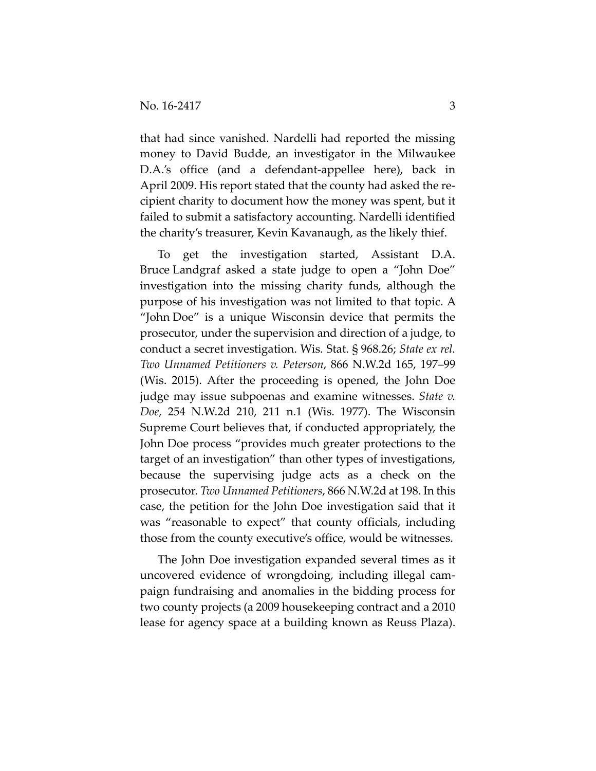that had since vanished. Nardelli had reported the missing money to David Budde, an investigator in the Milwaukee D.A.'s office (and a defendant-appellee here), back in April 2009. His report stated that the county had asked the recipient charity to document how the money was spent, but it failed to submit a satisfactory accounting. Nardelli identified the charity's treasurer, Kevin Kavanaugh, as the likely thief.

To get the investigation started, Assistant D.A. Bruce Landgraf asked a state judge to open a "John Doe" investigation into the missing charity funds, although the purpose of his investigation was not limited to that topic. A "John Doe" is a unique Wisconsin device that permits the prosecutor, under the supervision and direction of a judge, to conduct a secret investigation. Wis. Stat. § 968.26; *State ex rel. Two Unnamed Petitioners v. Peterson*, 866 N.W.2d 165, 197–99 (Wis. 2015). After the proceeding is opened, the John Doe judge may issue subpoenas and examine witnesses. *State v. Doe*, 254 N.W.2d 210, 211 n.1 (Wis. 1977). The Wisconsin Supreme Court believes that, if conducted appropriately, the John Doe process "provides much greater protections to the target of an investigation" than other types of investigations, because the supervising judge acts as a check on the prosecutor. *Two Unnamed Petitioners*, 866 N.W.2d at 198. In this case, the petition for the John Doe investigation said that it was "reasonable to expect" that county officials, including those from the county executive's office, would be witnesses.

The John Doe investigation expanded several times as it uncovered evidence of wrongdoing, including illegal campaign fundraising and anomalies in the bidding process for two county projects (a 2009 housekeeping contract and a 2010 lease for agency space at a building known as Reuss Plaza).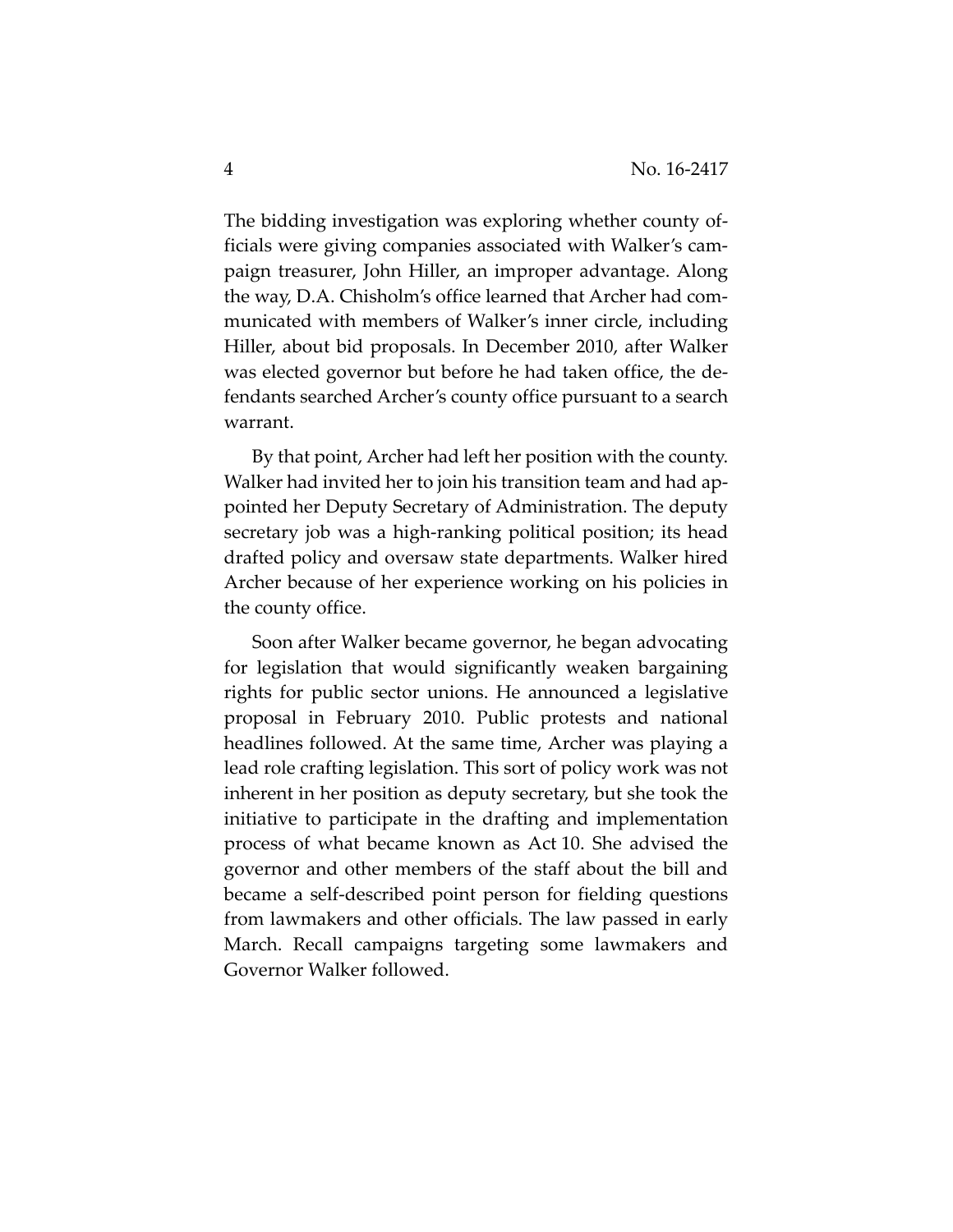The bidding investigation was exploring whether county officials were giving companies associated with Walker's campaign treasurer, John Hiller, an improper advantage. Along the way, D.A. Chisholm's office learned that Archer had communicated with members of Walker's inner circle, including Hiller, about bid proposals. In December 2010, after Walker was elected governor but before he had taken office, the defendants searched Archer's county office pursuant to a search warrant.

By that point, Archer had left her position with the county. Walker had invited her to join his transition team and had appointed her Deputy Secretary of Administration. The deputy secretary job was a high-ranking political position; its head drafted policy and oversaw state departments. Walker hired Archer because of her experience working on his policies in the county office.

Soon after Walker became governor, he began advocating for legislation that would significantly weaken bargaining rights for public sector unions. He announced a legislative proposal in February 2010. Public protests and national headlines followed. At the same time, Archer was playing a lead role crafting legislation. This sort of policy work was not inherent in her position as deputy secretary, but she took the initiative to participate in the drafting and implementation process of what became known as Act 10. She advised the governor and other members of the staff about the bill and became a self-described point person for fielding questions from lawmakers and other officials. The law passed in early March. Recall campaigns targeting some lawmakers and Governor Walker followed.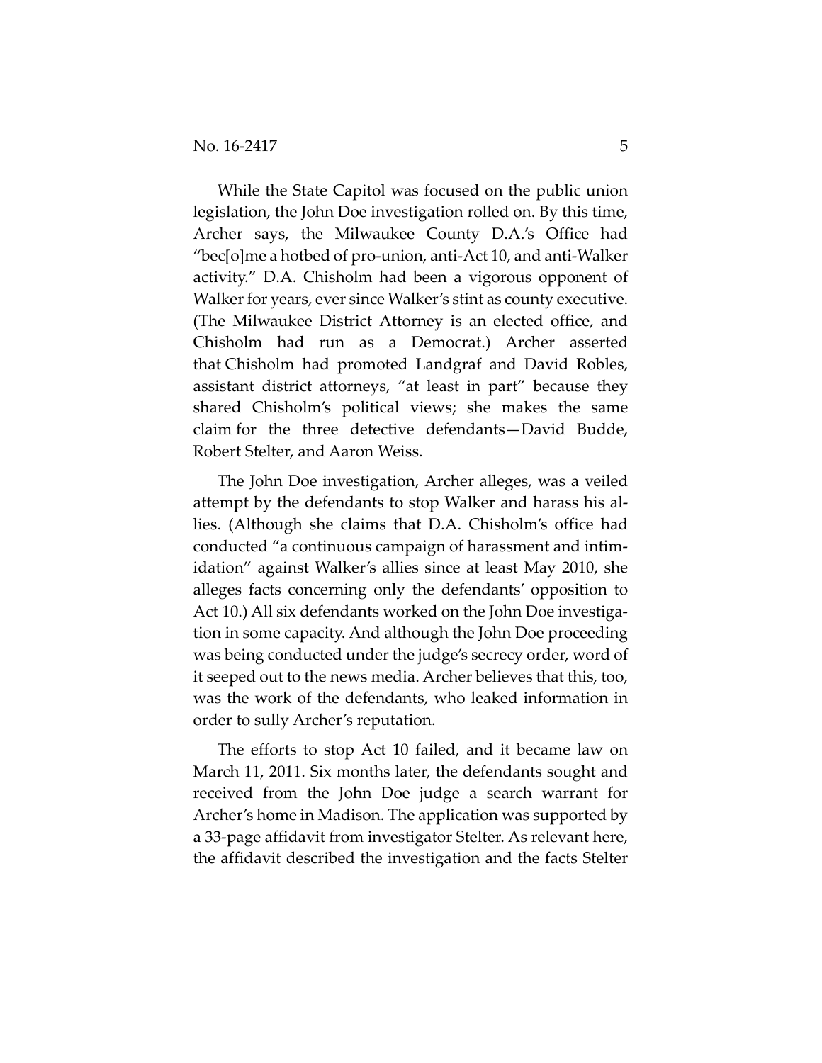While the State Capitol was focused on the public union legislation, the John Doe investigation rolled on. By this time, Archer says, the Milwaukee County D.A.'s Office had "bec[o]me a hotbed of pro-union, anti-Act 10, and anti-Walker activity." D.A. Chisholm had been a vigorous opponent of Walker for years, ever since Walker's stint as county executive. (The Milwaukee District Attorney is an elected office, and Chisholm had run as a Democrat.) Archer asserted that Chisholm had promoted Landgraf and David Robles, assistant district attorneys, "at least in part" because they shared Chisholm's political views; she makes the same claim for the three detective defendants—David Budde, Robert Stelter, and Aaron Weiss.

The John Doe investigation, Archer alleges, was a veiled attempt by the defendants to stop Walker and harass his allies. (Although she claims that D.A. Chisholm's office had conducted "a continuous campaign of harassment and intimidation" against Walker's allies since at least May 2010, she alleges facts concerning only the defendants' opposition to Act 10.) All six defendants worked on the John Doe investigation in some capacity. And although the John Doe proceeding was being conducted under the judge's secrecy order, word of it seeped out to the news media. Archer believes that this, too, was the work of the defendants, who leaked information in order to sully Archer's reputation.

The efforts to stop Act 10 failed, and it became law on March 11, 2011. Six months later, the defendants sought and received from the John Doe judge a search warrant for Archer's home in Madison. The application was supported by a 33-page affidavit from investigator Stelter. As relevant here, the affidavit described the investigation and the facts Stelter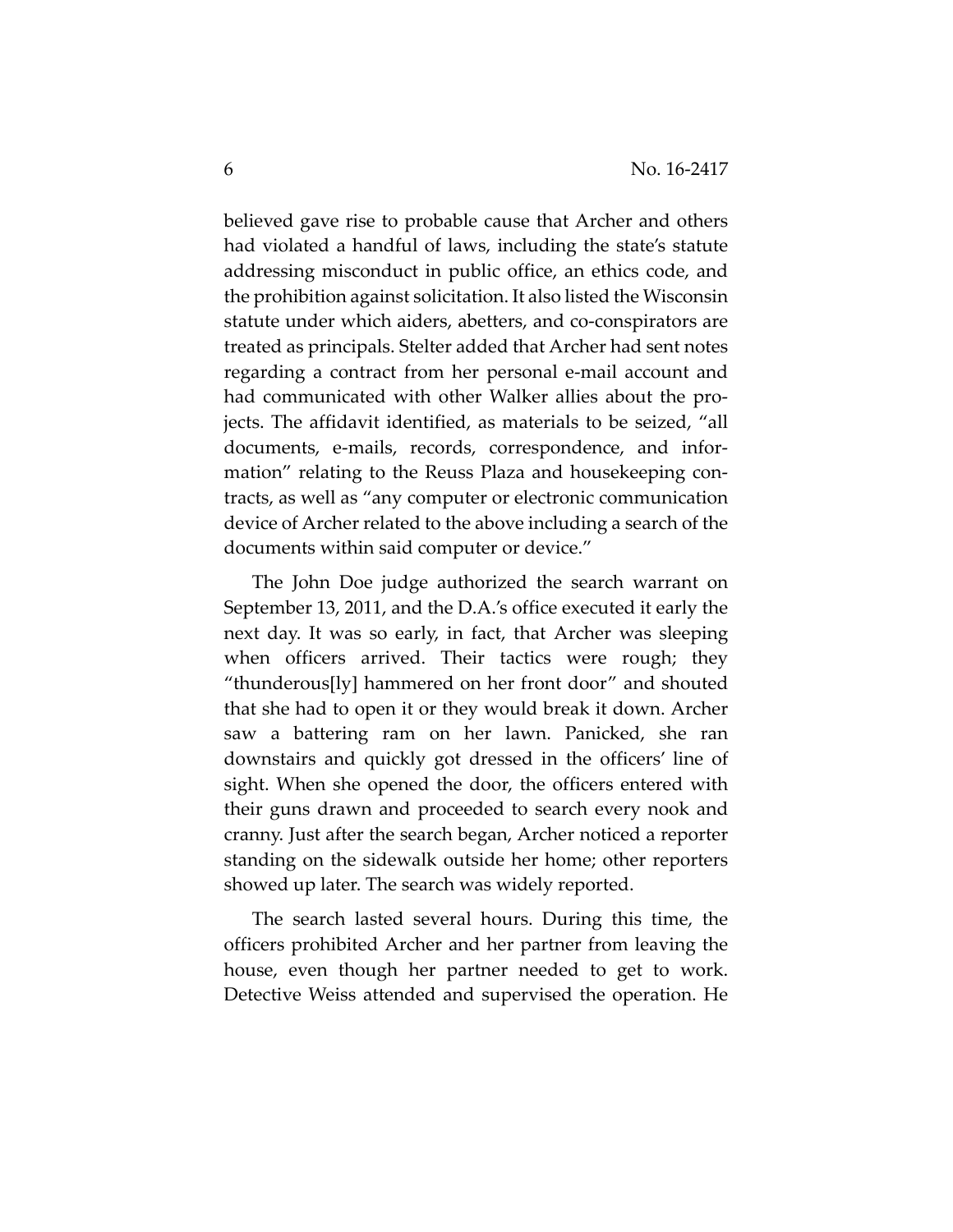believed gave rise to probable cause that Archer and others had violated a handful of laws, including the state's statute addressing misconduct in public office, an ethics code, and the prohibition against solicitation. It also listed the Wisconsin statute under which aiders, abetters, and co-conspirators are treated as principals. Stelter added that Archer had sent notes regarding a contract from her personal e-mail account and had communicated with other Walker allies about the projects. The affidavit identified, as materials to be seized, "all documents, e-mails, records, correspondence, and information" relating to the Reuss Plaza and housekeeping contracts, as well as "any computer or electronic communication device of Archer related to the above including a search of the documents within said computer or device."

The John Doe judge authorized the search warrant on September 13, 2011, and the D.A.'s office executed it early the next day. It was so early, in fact, that Archer was sleeping when officers arrived. Their tactics were rough; they "thunderous[ly] hammered on her front door" and shouted that she had to open it or they would break it down. Archer saw a battering ram on her lawn. Panicked, she ran downstairs and quickly got dressed in the officers' line of sight. When she opened the door, the officers entered with their guns drawn and proceeded to search every nook and cranny. Just after the search began, Archer noticed a reporter standing on the sidewalk outside her home; other reporters showed up later. The search was widely reported.

The search lasted several hours. During this time, the officers prohibited Archer and her partner from leaving the house, even though her partner needed to get to work. Detective Weiss attended and supervised the operation. He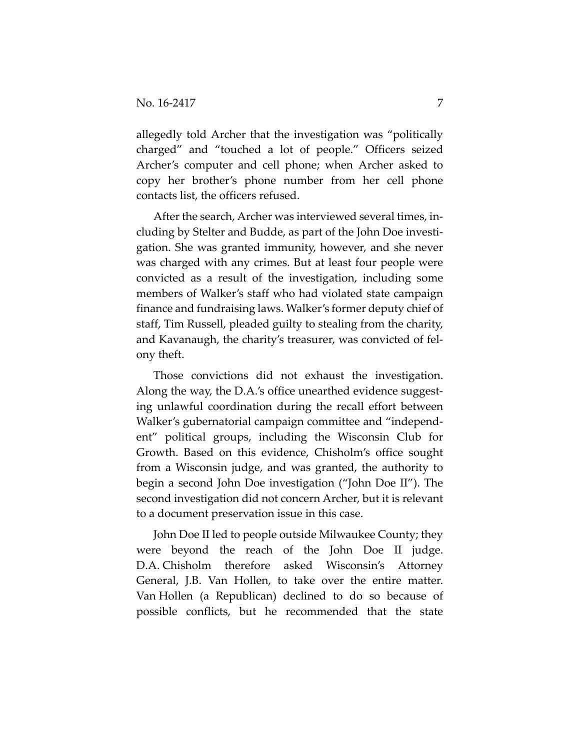allegedly told Archer that the investigation was "politically charged" and "touched a lot of people." Officers seized Archer's computer and cell phone; when Archer asked to copy her brother's phone number from her cell phone contacts list, the officers refused.

After the search, Archer was interviewed several times, including by Stelter and Budde, as part of the John Doe investigation. She was granted immunity, however, and she never was charged with any crimes. But at least four people were convicted as a result of the investigation, including some members of Walker's staff who had violated state campaign finance and fundraising laws. Walker's former deputy chief of staff, Tim Russell, pleaded guilty to stealing from the charity, and Kavanaugh, the charity's treasurer, was convicted of felony theft.

Those convictions did not exhaust the investigation. Along the way, the D.A.'s office unearthed evidence suggesting unlawful coordination during the recall effort between Walker's gubernatorial campaign committee and "independent" political groups, including the Wisconsin Club for Growth. Based on this evidence, Chisholm's office sought from a Wisconsin judge, and was granted, the authority to begin a second John Doe investigation ("John Doe II"). The second investigation did not concern Archer, but it is relevant to a document preservation issue in this case.

John Doe II led to people outside Milwaukee County; they were beyond the reach of the John Doe II judge. D.A. Chisholm therefore asked Wisconsin's Attorney General, J.B. Van Hollen, to take over the entire matter. Van Hollen (a Republican) declined to do so because of possible conflicts, but he recommended that the state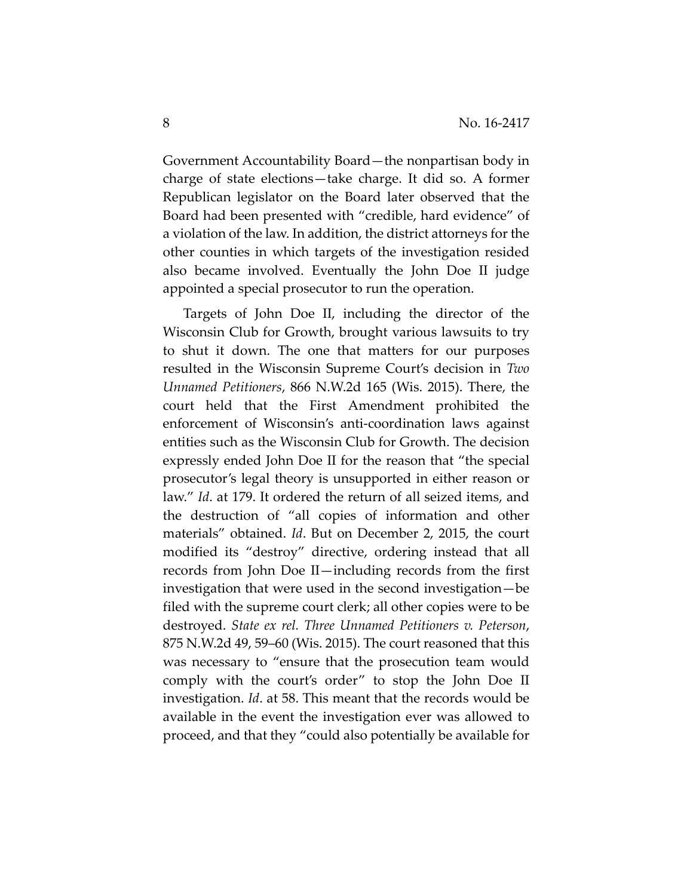Government Accountability Board—the nonpartisan body in charge of state elections—take charge. It did so. A former Republican legislator on the Board later observed that the Board had been presented with "credible, hard evidence" of a violation of the law. In addition, the district attorneys for the other counties in which targets of the investigation resided also became involved. Eventually the John Doe II judge appointed a special prosecutor to run the operation.

Targets of John Doe II, including the director of the Wisconsin Club for Growth, brought various lawsuits to try to shut it down. The one that matters for our purposes resulted in the Wisconsin Supreme Court's decision in *Two Unnamed Petitioners*, 866 N.W.2d 165 (Wis. 2015). There, the court held that the First Amendment prohibited the enforcement of Wisconsin's anti-coordination laws against entities such as the Wisconsin Club for Growth. The decision expressly ended John Doe II for the reason that "the special prosecutor's legal theory is unsupported in either reason or law." *Id*. at 179. It ordered the return of all seized items, and the destruction of "all copies of information and other materials" obtained. *Id*. But on December 2, 2015, the court modified its "destroy" directive, ordering instead that all records from John Doe II—including records from the first investigation that were used in the second investigation—be filed with the supreme court clerk; all other copies were to be destroyed. *State ex rel. Three Unnamed Petitioners v. Peterson*, 875 N.W.2d 49, 59–60 (Wis. 2015). The court reasoned that this was necessary to "ensure that the prosecution team would comply with the court's order" to stop the John Doe II investigation. *Id*. at 58. This meant that the records would be available in the event the investigation ever was allowed to proceed, and that they "could also potentially be available for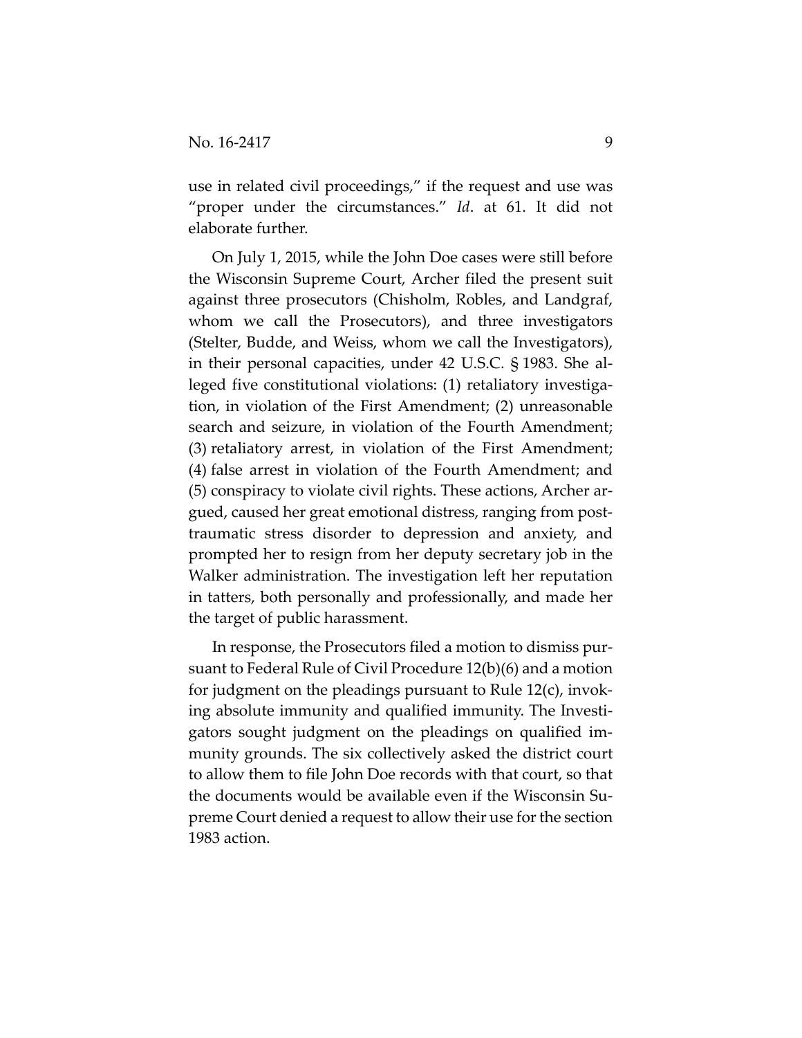use in related civil proceedings," if the request and use was "proper under the circumstances." *Id*. at 61. It did not elaborate further.

On July 1, 2015, while the John Doe cases were still before the Wisconsin Supreme Court, Archer filed the present suit against three prosecutors (Chisholm, Robles, and Landgraf, whom we call the Prosecutors), and three investigators (Stelter, Budde, and Weiss, whom we call the Investigators), in their personal capacities, under 42 U.S.C. § 1983. She alleged five constitutional violations: (1) retaliatory investigation, in violation of the First Amendment; (2) unreasonable search and seizure, in violation of the Fourth Amendment; (3) retaliatory arrest, in violation of the First Amendment; (4) false arrest in violation of the Fourth Amendment; and (5) conspiracy to violate civil rights. These actions, Archer argued, caused her great emotional distress, ranging from post-traumatic stress disorder to depression and anxiety, and prompted her to resign from her deputy secretary job in the Walker administration. The investigation left her reputation in tatters, both personally and professionally, and made her the target of public harassment.

In response, the Prosecutors filed a motion to dismiss pursuant to Federal Rule of Civil Procedure 12(b)(6) and a motion for judgment on the pleadings pursuant to Rule 12(c), invoking absolute immunity and qualified immunity. The Investigators sought judgment on the pleadings on qualified immunity grounds. The six collectively asked the district court to allow them to file John Doe records with that court, so that the documents would be available even if the Wisconsin Supreme Court denied a request to allow their use for the section 1983 action.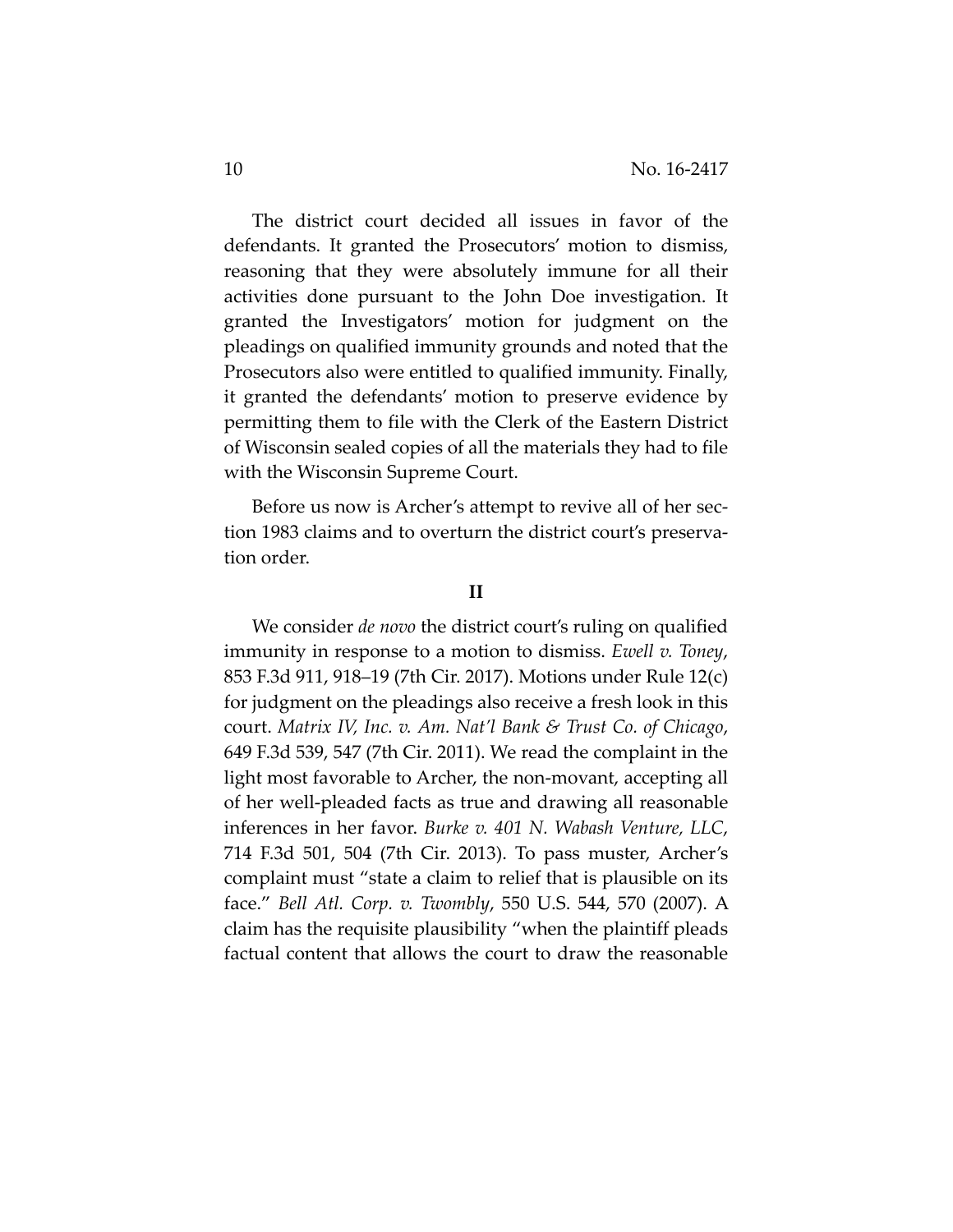The district court decided all issues in favor of the defendants. It granted the Prosecutors' motion to dismiss, reasoning that they were absolutely immune for all their activities done pursuant to the John Doe investigation. It granted the Investigators' motion for judgment on the pleadings on qualified immunity grounds and noted that the Prosecutors also were entitled to qualified immunity. Finally, it granted the defendants' motion to preserve evidence by permitting them to file with the Clerk of the Eastern District of Wisconsin sealed copies of all the materials they had to file with the Wisconsin Supreme Court.

Before us now is Archer's attempt to revive all of her section 1983 claims and to overturn the district court's preservation order.

## II

We consider *de novo* the district court's ruling on qualified immunity in response to a motion to dismiss. *Ewell v. Toney*, 853 F.3d 911, 918–19 (7th Cir. 2017). Motions under Rule 12(c) for judgment on the pleadings also receive a fresh look in this court. *Matrix IV, Inc. v. Am. Nat'l Bank & Trust Co. of Chicago*, 649 F.3d 539, 547 (7th Cir. 2011). We read the complaint in the light most favorable to Archer, the non-movant, accepting all of her well-pleaded facts as true and drawing all reasonable inferences in her favor. *Burke v. 401 N. Wabash Venture, LLC*, 714 F.3d 501, 504 (7th Cir. 2013). To pass muster, Archer's complaint must "state a claim to relief that is plausible on its face." *Bell Atl. Corp. v. Twombly*, 550 U.S. 544, 570 (2007). A claim has the requisite plausibility "when the plaintiff pleads factual content that allows the court to draw the reasonable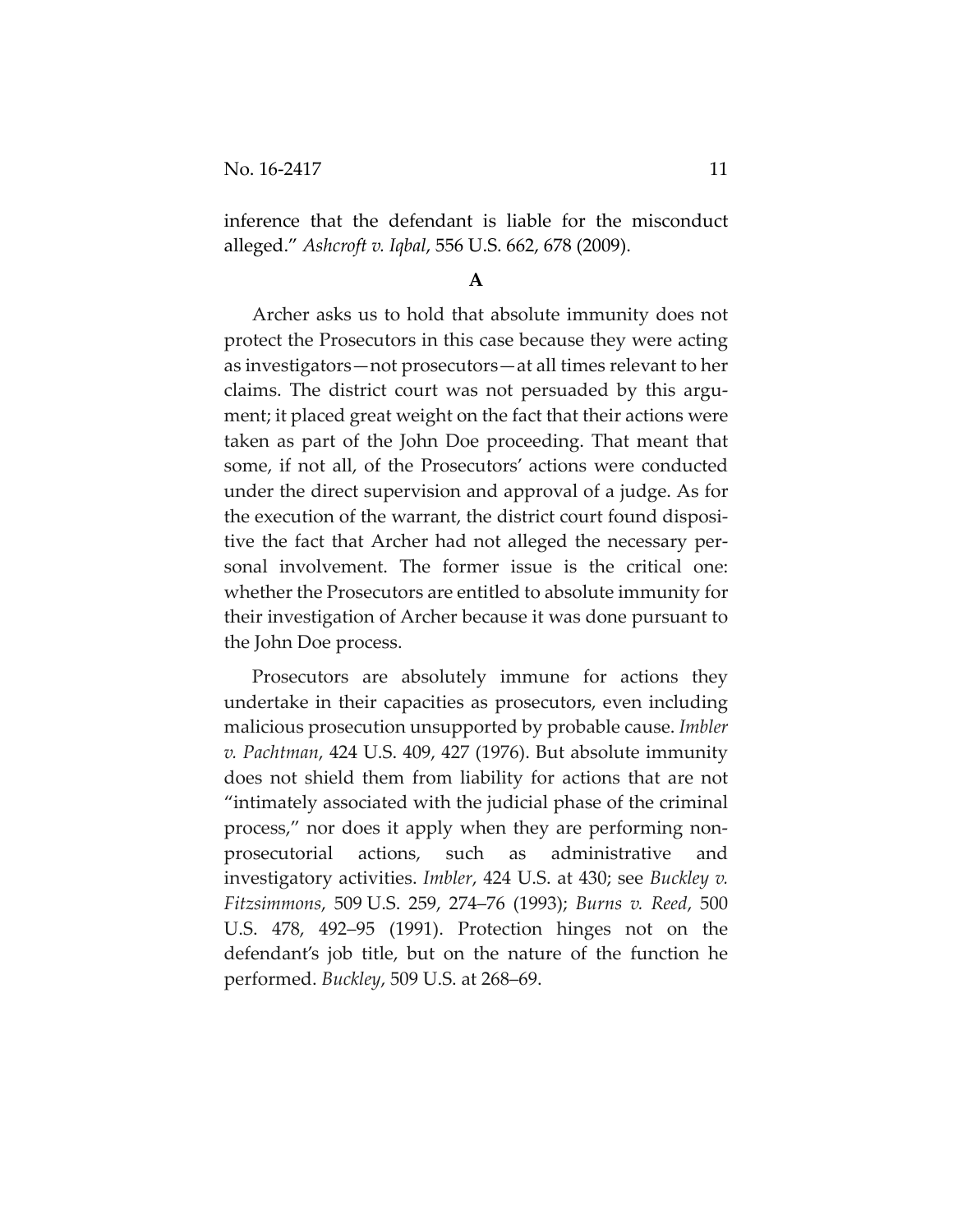inference that the defendant is liable for the misconduct alleged." *Ashcroft v. Iqbal*, 556 U.S. 662, 678 (2009).

**A**

Archer asks us to hold that absolute immunity does not protect the Prosecutors in this case because they were acting as investigators—not prosecutors—at all times relevant to her claims. The district court was not persuaded by this argument; it placed great weight on the fact that their actions were taken as part of the John Doe proceeding. That meant that some, if not all, of the Prosecutors' actions were conducted under the direct supervision and approval of a judge. As for the execution of the warrant, the district court found dispositive the fact that Archer had not alleged the necessary personal involvement. The former issue is the critical one: whether the Prosecutors are entitled to absolute immunity for their investigation of Archer because it was done pursuant to the John Doe process.

Prosecutors are absolutely immune for actions they undertake in their capacities as prosecutors, even including malicious prosecution unsupported by probable cause. *Imbler v. Pachtman*, 424 U.S. 409, 427 (1976). But absolute immunity does not shield them from liability for actions that are not "intimately associated with the judicial phase of the criminal process," nor does it apply when they are performing non-prosecutorial actions, such as administrative and investigatory activities. *Imbler*, 424 U.S. at 430; see *Buckley v. Fitzsimmons*, 509 U.S. 259, 274–76 (1993); *Burns v. Reed*, 500 U.S. 478, 492–95 (1991). Protection hinges not on the defendant's job title, but on the nature of the function he performed. *Buckley*, 509 U.S. at 268–69.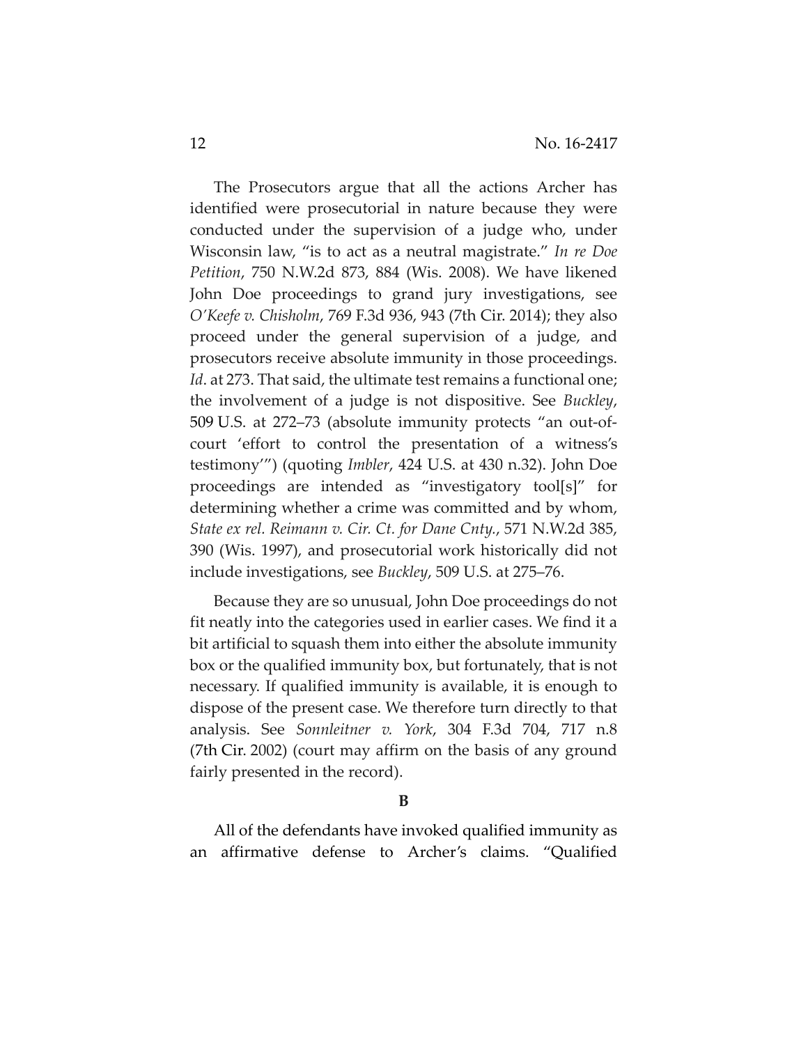The Prosecutors argue that all the actions Archer has identified were prosecutorial in nature because they were conducted under the supervision of a judge who, under Wisconsin law, "is to act as a neutral magistrate." *In re Doe Petition*, 750 N.W.2d 873, 884 (Wis. 2008). We have likened John Doe proceedings to grand jury investigations, see *O'Keefe v. Chisholm*, 769 F.3d 936, 943 (7th Cir. 2014); they also proceed under the general supervision of a judge, and prosecutors receive absolute immunity in those proceedings. *Id*. at 273. That said, the ultimate test remains a functional one; the involvement of a judge is not dispositive. See *Buckley*, 509 U.S. at 272–73 (absolute immunity protects "an out-of-court 'effort to control the presentation of a witness's testimony'") (quoting *Imbler*, 424 U.S. at 430 n.32). John Doe proceedings are intended as "investigatory tool[s]" for determining whether a crime was committed and by whom, *State ex rel. Reimann v. Cir. Ct. for Dane Cnty.*, 571 N.W.2d 385, 390 (Wis. 1997), and prosecutorial work historically did not include investigations, see *Buckley*, 509 U.S. at 275–76.

Because they are so unusual, John Doe proceedings do not fit neatly into the categories used in earlier cases. We find it a bit artificial to squash them into either the absolute immunity box or the qualified immunity box, but fortunately, that is not necessary. If qualified immunity is available, it is enough to dispose of the present case. We therefore turn directly to that analysis. See *Sonnleitner v. York*, 304 F.3d 704, 717 n.8 (7th Cir. 2002) (court may affirm on the basis of any ground fairly presented in the record).

**B**

All of the defendants have invoked qualified immunity as an affirmative defense to Archer's claims. "Qualified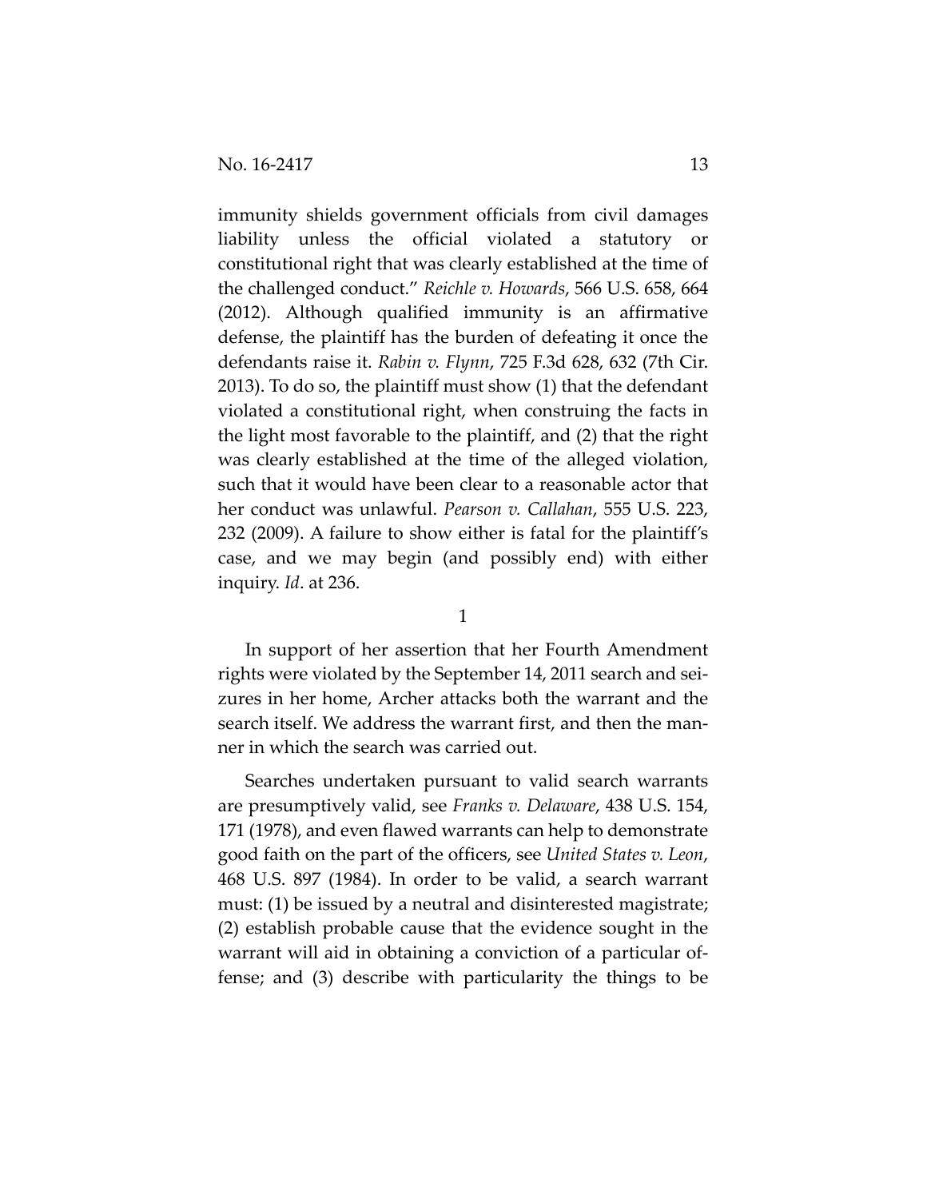immunity shields government officials from civil damages liability unless the official violated a statutory or constitutional right that was clearly established at the time of the challenged conduct." *Reichle v. Howards*, 566 U.S. 658, 664 (2012). Although qualified immunity is an affirmative defense, the plaintiff has the burden of defeating it once the defendants raise it. *Rabin v. Flynn*, 725 F.3d 628, 632 (7th Cir. 2013). To do so, the plaintiff must show (1) that the defendant violated a constitutional right, when construing the facts in the light most favorable to the plaintiff, and (2) that the right was clearly established at the time of the alleged violation, such that it would have been clear to a reasonable actor that her conduct was unlawful. *Pearson v. Callahan*, 555 U.S. 223, 232 (2009). A failure to show either is fatal for the plaintiff's case, and we may begin (and possibly end) with either inquiry. *Id.* at 236.

1

In support of her assertion that her Fourth Amendment rights were violated by the September 14, 2011 search and seizures in her home, Archer attacks both the warrant and the search itself. We address the warrant first, and then the manner in which the search was carried out.

Searches undertaken pursuant to valid search warrants are presumptively valid, see *Franks v. Delaware*, 438 U.S. 154, 171 (1978), and even flawed warrants can help to demonstrate good faith on the part of the officers, see *United States v. Leon*, 468 U.S. 897 (1984). In order to be valid, a search warrant must: (1) be issued by a neutral and disinterested magistrate; (2) establish probable cause that the evidence sought in the warrant will aid in obtaining a conviction of a particular offense; and (3) describe with particularity the things to be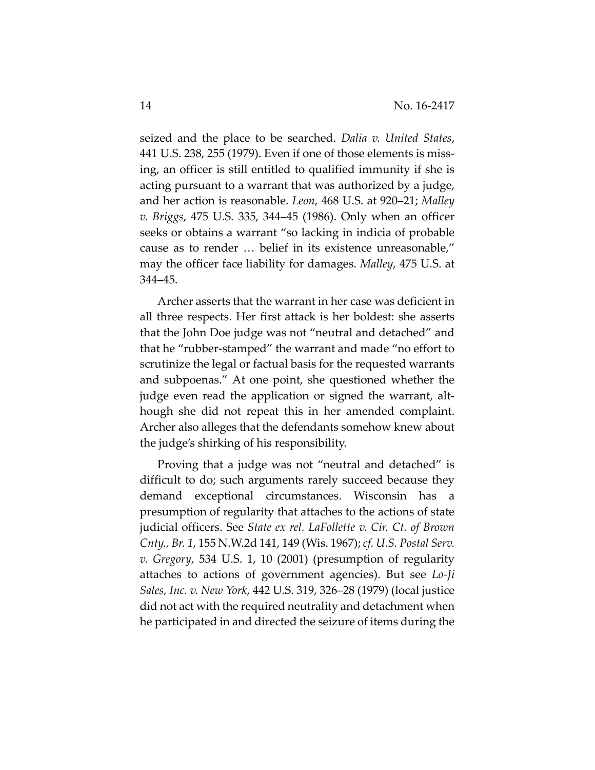seized and the place to be searched. *Dalia v. United States*, 441 U.S. 238, 255 (1979). Even if one of those elements is missing, an officer is still entitled to qualified immunity if she is acting pursuant to a warrant that was authorized by a judge, and her action is reasonable. *Leon*, 468 U.S. at 920–21; *Malley v. Briggs*, 475 U.S. 335, 344–45 (1986). Only when an officer seeks or obtains a warrant "so lacking in indicia of probable cause as to render … belief in its existence unreasonable," may the officer face liability for damages. *Malley*, 475 U.S. at 344–45.

Archer asserts that the warrant in her case was deficient in all three respects. Her first attack is her boldest: she asserts that the John Doe judge was not "neutral and detached" and that he "rubber-stamped" the warrant and made "no effort to scrutinize the legal or factual basis for the requested warrants and subpoenas." At one point, she questioned whether the judge even read the application or signed the warrant, although she did not repeat this in her amended complaint. Archer also alleges that the defendants somehow knew about the judge's shirking of his responsibility.

Proving that a judge was not "neutral and detached" is difficult to do; such arguments rarely succeed because they demand exceptional circumstances. Wisconsin has a presumption of regularity that attaches to the actions of state judicial officers. See *State ex rel. LaFollette v. Cir. Ct. of Brown Cnty., Br. 1*, 155 N.W.2d 141, 149 (Wis. 1967); *cf. U.S. Postal Serv. v. Gregory*, 534 U.S. 1, 10 (2001) (presumption of regularity attaches to actions of government agencies). But see *Lo-Ji Sales, Inc. v. New York*, 442 U.S. 319, 326–28 (1979) (local justice did not act with the required neutrality and detachment when he participated in and directed the seizure of items during the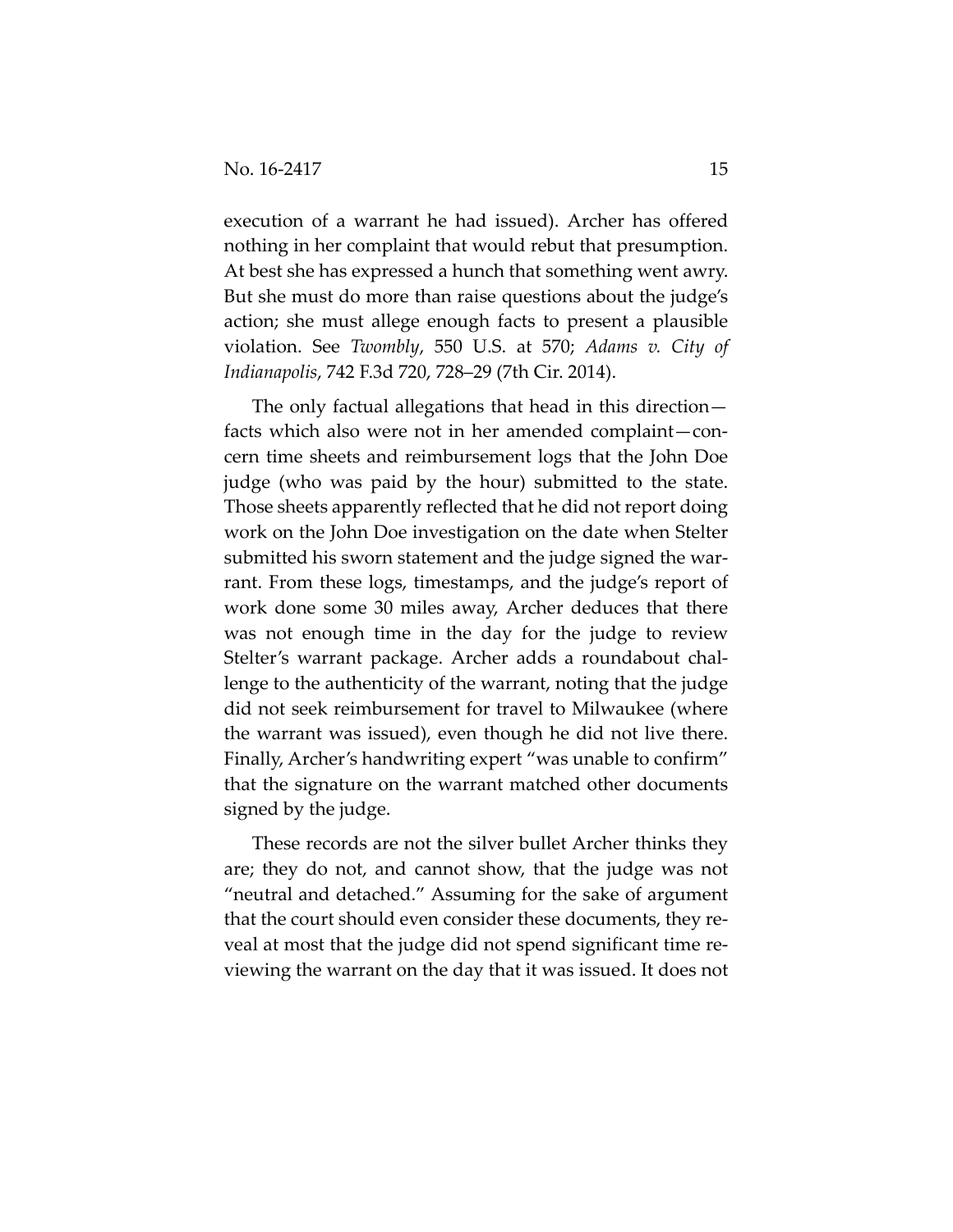execution of a warrant he had issued). Archer has offered nothing in her complaint that would rebut that presumption. At best she has expressed a hunch that something went awry. But she must do more than raise questions about the judge's action; she must allege enough facts to present a plausible violation. See *Twombly*, 550 U.S. at 570; *Adams v. City of Indianapolis*, 742 F.3d 720, 728–29 (7th Cir. 2014).

The only factual allegations that head in this direction—facts which also were not in her amended complaint—concern time sheets and reimbursement logs that the John Doe judge (who was paid by the hour) submitted to the state. Those sheets apparently reflected that he did not report doing work on the John Doe investigation on the date when Stelter submitted his sworn statement and the judge signed the warrant. From these logs, timestamps, and the judge's report of work done some 30 miles away, Archer deduces that there was not enough time in the day for the judge to review Stelter's warrant package. Archer adds a roundabout challenge to the authenticity of the warrant, noting that the judge did not seek reimbursement for travel to Milwaukee (where the warrant was issued), even though he did not live there. Finally, Archer's handwriting expert "was unable to confirm" that the signature on the warrant matched other documents signed by the judge.

These records are not the silver bullet Archer thinks they are; they do not, and cannot show, that the judge was not "neutral and detached." Assuming for the sake of argument that the court should even consider these documents, they reveal at most that the judge did not spend significant time reviewing the warrant on the day that it was issued. It does not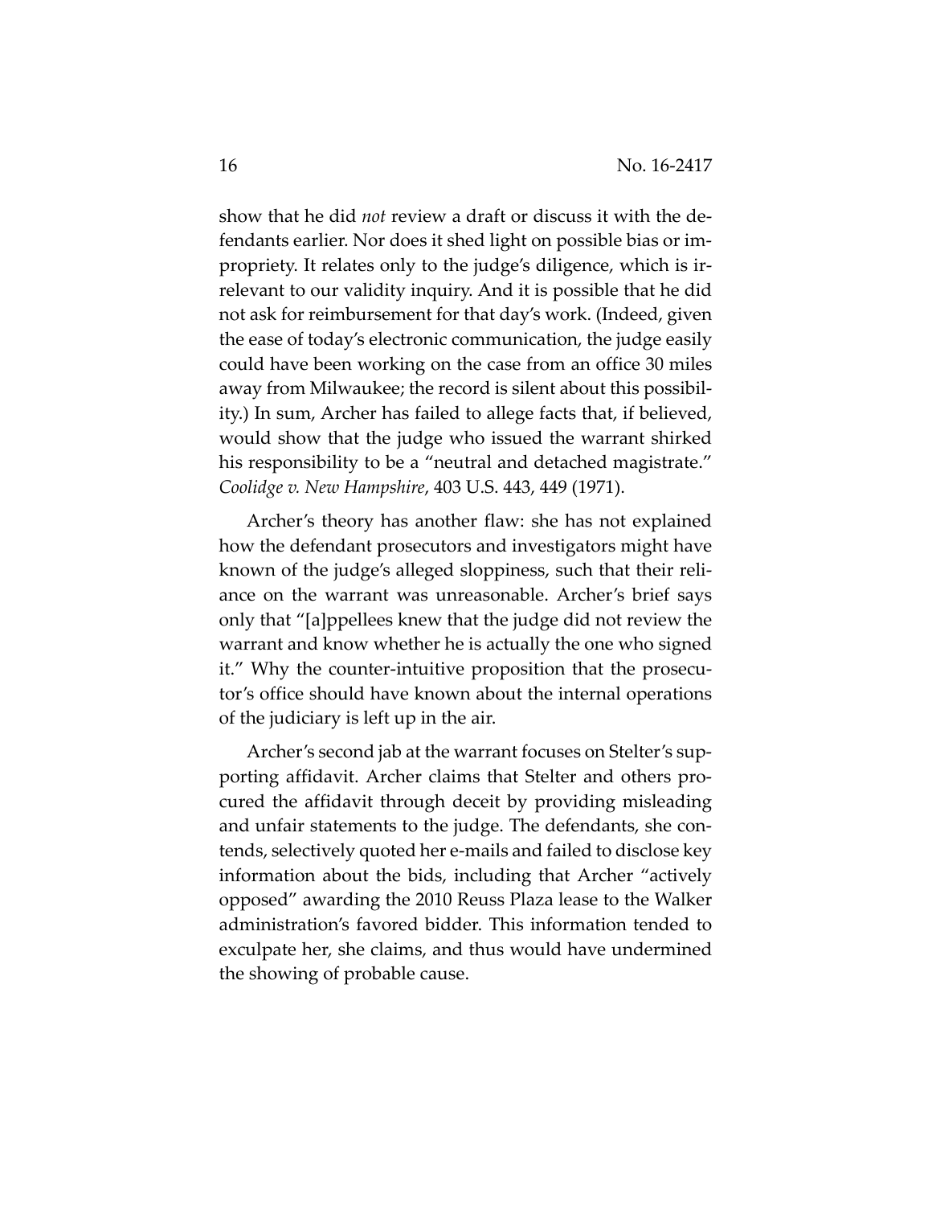show that he did *not* review a draft or discuss it with the defendants earlier. Nor does it shed light on possible bias or impropriety. It relates only to the judge's diligence, which is irrelevant to our validity inquiry. And it is possible that he did not ask for reimbursement for that day's work. (Indeed, given the ease of today's electronic communication, the judge easily could have been working on the case from an office 30 miles away from Milwaukee; the record is silent about this possibility.) In sum, Archer has failed to allege facts that, if believed, would show that the judge who issued the warrant shirked his responsibility to be a "neutral and detached magistrate." *Coolidge v. New Hampshire*, 403 U.S. 443, 449 (1971).

Archer's theory has another flaw: she has not explained how the defendant prosecutors and investigators might have known of the judge's alleged sloppiness, such that their reliance on the warrant was unreasonable. Archer's brief says only that "[a]ppellees knew that the judge did not review the warrant and know whether he is actually the one who signed it." Why the counter-intuitive proposition that the prosecutor's office should have known about the internal operations of the judiciary is left up in the air.

Archer's second jab at the warrant focuses on Stelter's supporting affidavit. Archer claims that Stelter and others procured the affidavit through deceit by providing misleading and unfair statements to the judge. The defendants, she contends, selectively quoted her e-mails and failed to disclose key information about the bids, including that Archer "actively opposed" awarding the 2010 Reuss Plaza lease to the Walker administration's favored bidder. This information tended to exculpate her, she claims, and thus would have undermined the showing of probable cause.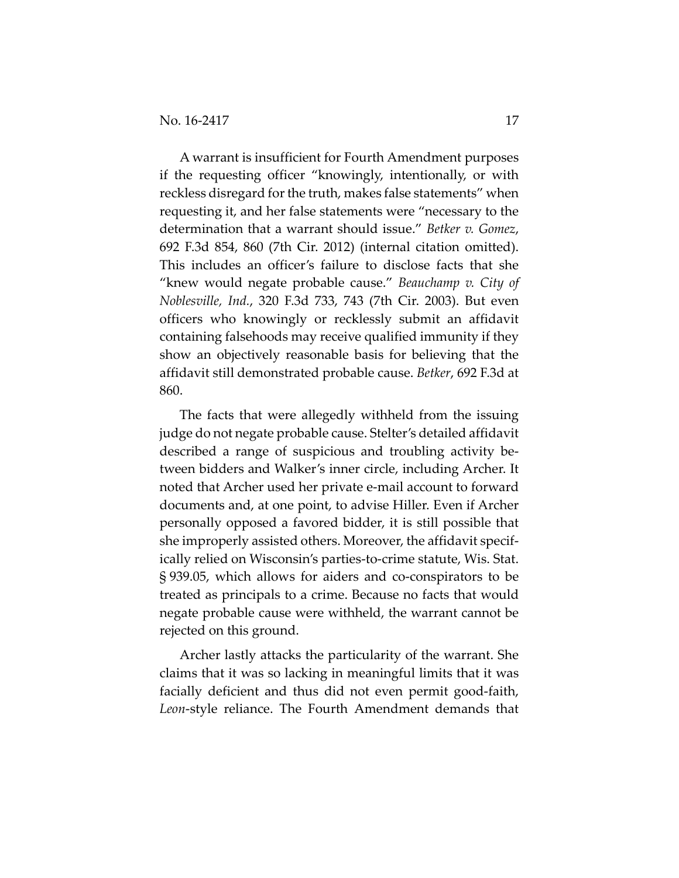A warrant is insufficient for Fourth Amendment purposes if the requesting officer "knowingly, intentionally, or with reckless disregard for the truth, makes false statements" when requesting it, and her false statements were "necessary to the determination that a warrant should issue." *Betker v. Gomez*, 692 F.3d 854, 860 (7th Cir. 2012) (internal citation omitted). This includes an officer's failure to disclose facts that she "knew would negate probable cause." *Beauchamp v. City of Noblesville, Ind.*, 320 F.3d 733, 743 (7th Cir. 2003). But even officers who knowingly or recklessly submit an affidavit containing falsehoods may receive qualified immunity if they show an objectively reasonable basis for believing that the affidavit still demonstrated probable cause. *Betker*, 692 F.3d at 860.

The facts that were allegedly withheld from the issuing judge do not negate probable cause. Stelter's detailed affidavit described a range of suspicious and troubling activity between bidders and Walker's inner circle, including Archer. It noted that Archer used her private e-mail account to forward documents and, at one point, to advise Hiller. Even if Archer personally opposed a favored bidder, it is still possible that she improperly assisted others. Moreover, the affidavit specifically relied on Wisconsin's parties-to-crime statute, Wis. Stat. § 939.05, which allows for aiders and co-conspirators to be treated as principals to a crime. Because no facts that would negate probable cause were withheld, the warrant cannot be rejected on this ground.

Archer lastly attacks the particularity of the warrant. She claims that it was so lacking in meaningful limits that it was facially deficient and thus did not even permit good-faith, *Leon*-style reliance. The Fourth Amendment demands that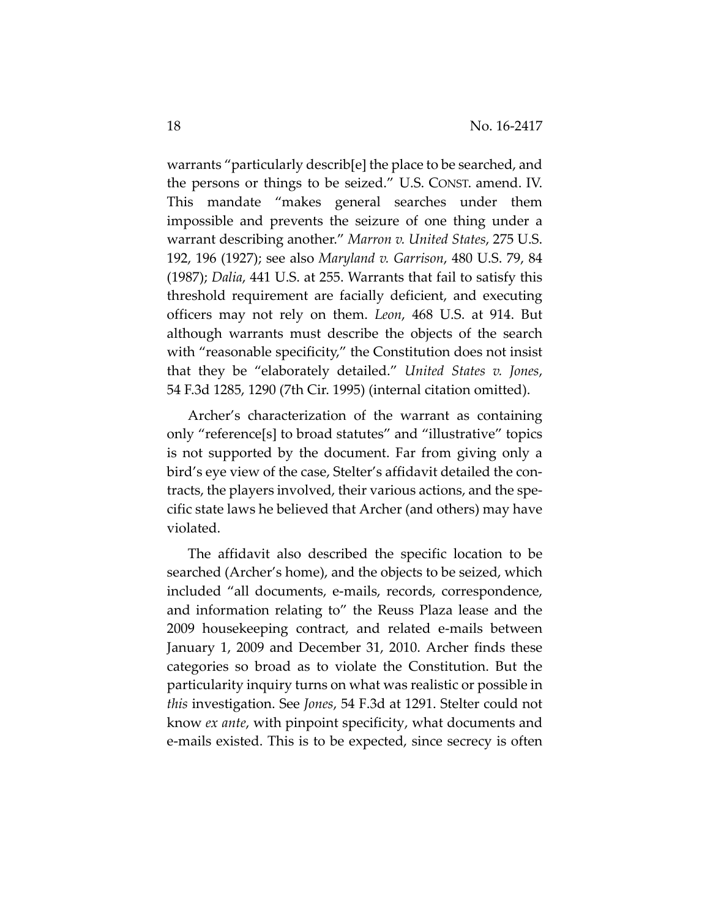warrants "particularly describ[e] the place to be searched, and the persons or things to be seized." U.S. CONST. amend. IV. This mandate "makes general searches under them impossible and prevents the seizure of one thing under a warrant describing another." *Marron v. United States*, 275 U.S. 192, 196 (1927); see also *Maryland v. Garrison*, 480 U.S. 79, 84 (1987); *Dalia*, 441 U.S. at 255. Warrants that fail to satisfy this threshold requirement are facially deficient, and executing officers may not rely on them. *Leon*, 468 U.S. at 914. But although warrants must describe the objects of the search with "reasonable specificity," the Constitution does not insist that they be "elaborately detailed." *United States v. Jones*, 54 F.3d 1285, 1290 (7th Cir. 1995) (internal citation omitted).

Archer's characterization of the warrant as containing only "reference[s] to broad statutes" and "illustrative" topics is not supported by the document. Far from giving only a bird's eye view of the case, Stelter's affidavit detailed the contracts, the players involved, their various actions, and the specific state laws he believed that Archer (and others) may have violated.

The affidavit also described the specific location to be searched (Archer's home), and the objects to be seized, which included "all documents, e-mails, records, correspondence, and information relating to" the Reuss Plaza lease and the 2009 housekeeping contract, and related e-mails between January 1, 2009 and December 31, 2010. Archer finds these categories so broad as to violate the Constitution. But the particularity inquiry turns on what was realistic or possible in *this* investigation. See *Jones*, 54 F.3d at 1291. Stelter could not know *ex ante*, with pinpoint specificity, what documents and e-mails existed. This is to be expected, since secrecy is often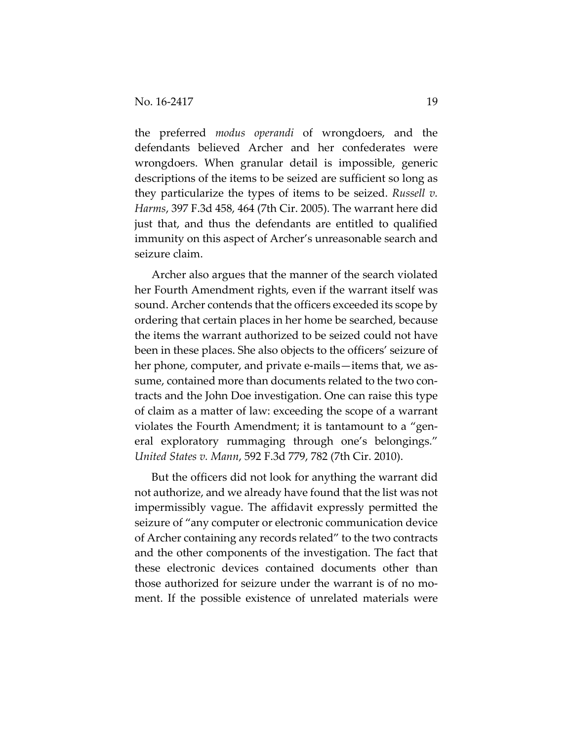the preferred *modus operandi* of wrongdoers, and the defendants believed Archer and her confederates were wrongdoers. When granular detail is impossible, generic descriptions of the items to be seized are sufficient so long as they particularize the types of items to be seized. *Russell v. Harms*, 397 F.3d 458, 464 (7th Cir. 2005). The warrant here did just that, and thus the defendants are entitled to qualified immunity on this aspect of Archer's unreasonable search and seizure claim.

Archer also argues that the manner of the search violated her Fourth Amendment rights, even if the warrant itself was sound. Archer contends that the officers exceeded its scope by ordering that certain places in her home be searched, because the items the warrant authorized to be seized could not have been in these places. She also objects to the officers' seizure of her phone, computer, and private e-mails—items that, we assume, contained more than documents related to the two contracts and the John Doe investigation. One can raise this type of claim as a matter of law: exceeding the scope of a warrant violates the Fourth Amendment; it is tantamount to a "general exploratory rummaging through one's belongings." *United States v. Mann*, 592 F.3d 779, 782 (7th Cir. 2010).

But the officers did not look for anything the warrant did not authorize, and we already have found that the list was not impermissibly vague. The affidavit expressly permitted the seizure of "any computer or electronic communication device of Archer containing any records related" to the two contracts and the other components of the investigation. The fact that these electronic devices contained documents other than those authorized for seizure under the warrant is of no moment. If the possible existence of unrelated materials were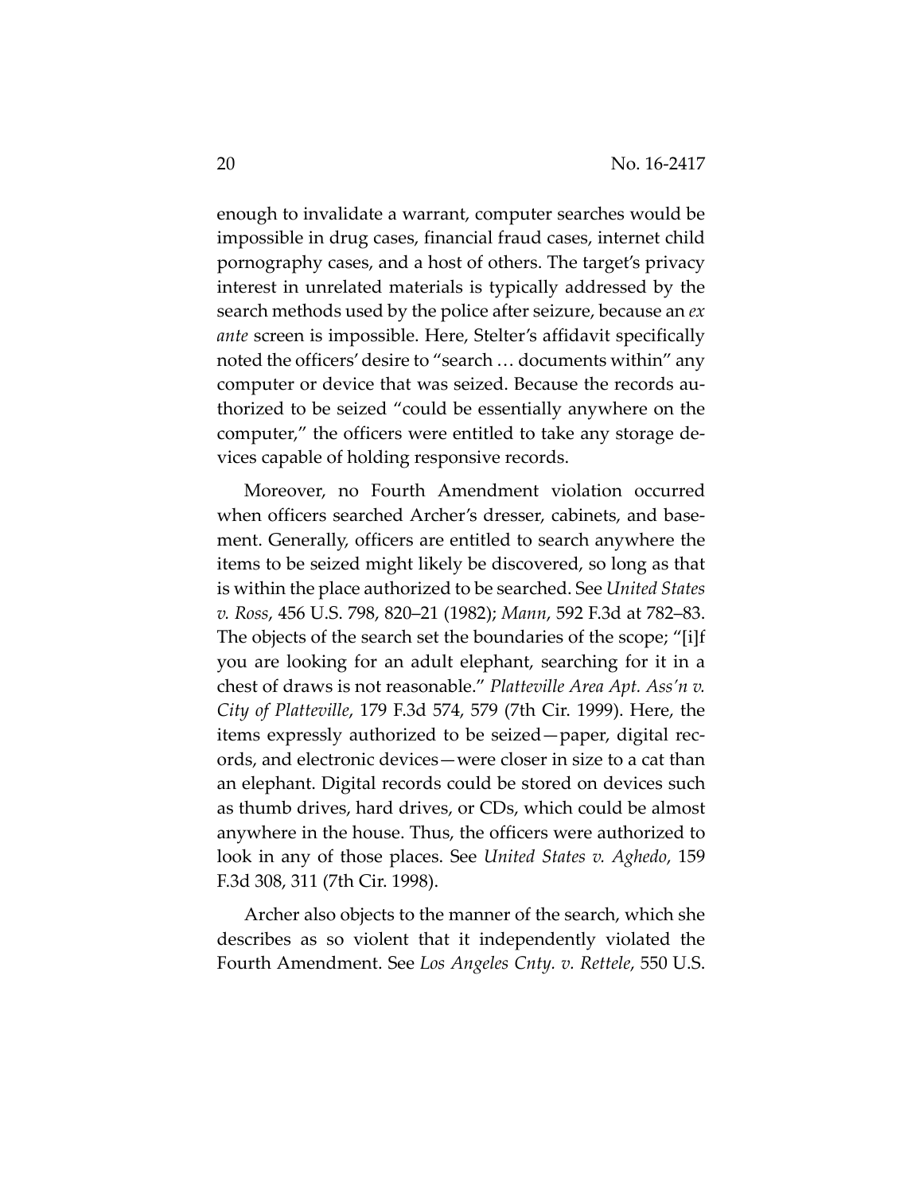enough to invalidate a warrant, computer searches would be impossible in drug cases, financial fraud cases, internet child pornography cases, and a host of others. The target's privacy interest in unrelated materials is typically addressed by the search methods used by the police after seizure, because an *ex ante* screen is impossible. Here, Stelter's affidavit specifically noted the officers' desire to "search … documents within" any computer or device that was seized. Because the records authorized to be seized "could be essentially anywhere on the computer," the officers were entitled to take any storage devices capable of holding responsive records.

Moreover, no Fourth Amendment violation occurred when officers searched Archer's dresser, cabinets, and basement. Generally, officers are entitled to search anywhere the items to be seized might likely be discovered, so long as that is within the place authorized to be searched. See *United States v. Ross*, 456 U.S. 798, 820–21 (1982); *Mann*, 592 F.3d at 782–83. The objects of the search set the boundaries of the scope; "[i]f you are looking for an adult elephant, searching for it in a chest of draws is not reasonable." *Platteville Area Apt. Ass'n v. City of Platteville*, 179 F.3d 574, 579 (7th Cir. 1999). Here, the items expressly authorized to be seized—paper, digital records, and electronic devices—were closer in size to a cat than an elephant. Digital records could be stored on devices such as thumb drives, hard drives, or CDs, which could be almost anywhere in the house. Thus, the officers were authorized to look in any of those places. See *United States v. Aghedo*, 159 F.3d 308, 311 (7th Cir. 1998).

Archer also objects to the manner of the search, which she describes as so violent that it independently violated the Fourth Amendment. See *Los Angeles Cnty. v. Rettele*, 550 U.S.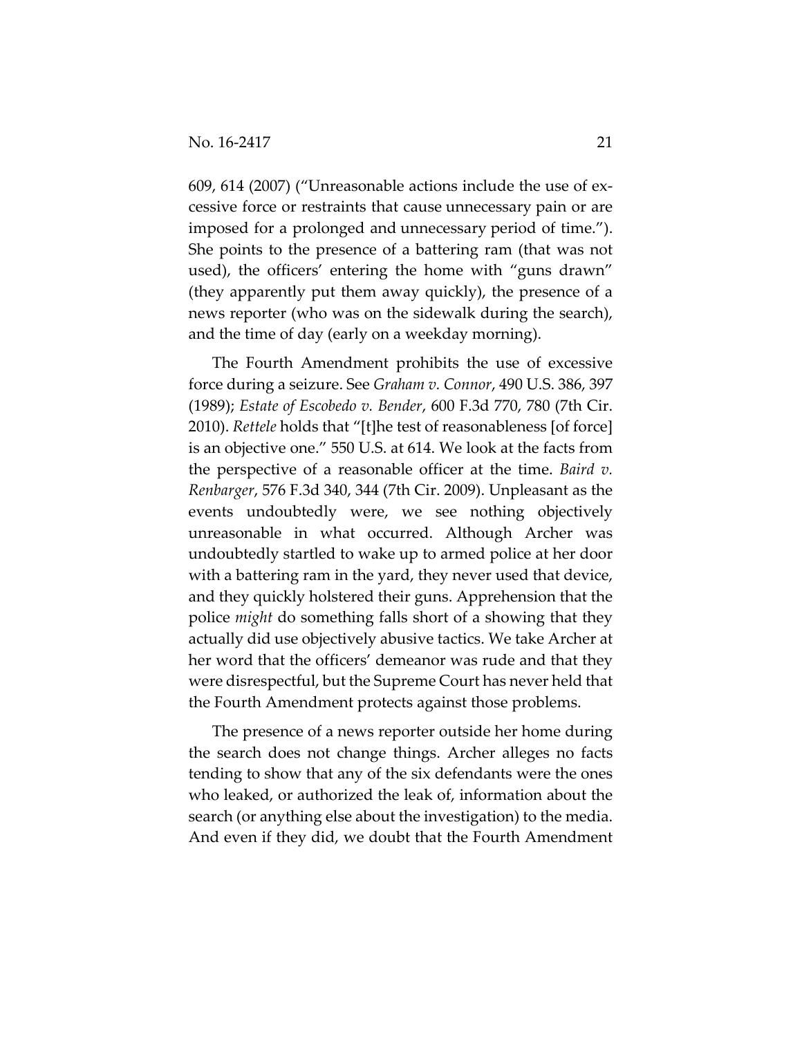609, 614 (2007) ("Unreasonable actions include the use of excessive force or restraints that cause unnecessary pain or are imposed for a prolonged and unnecessary period of time."). She points to the presence of a battering ram (that was not used), the officers' entering the home with "guns drawn" (they apparently put them away quickly), the presence of a news reporter (who was on the sidewalk during the search), and the time of day (early on a weekday morning).

The Fourth Amendment prohibits the use of excessive force during a seizure. See *Graham v. Connor*, 490 U.S. 386, 397 (1989); *Estate of Escobedo v. Bender*, 600 F.3d 770, 780 (7th Cir. 2010). *Rettele* holds that "[t]he test of reasonableness [of force] is an objective one." 550 U.S. at 614. We look at the facts from the perspective of a reasonable officer at the time. *Baird v. Renbarger*, 576 F.3d 340, 344 (7th Cir. 2009). Unpleasant as the events undoubtedly were, we see nothing objectively unreasonable in what occurred. Although Archer was undoubtedly startled to wake up to armed police at her door with a battering ram in the yard, they never used that device, and they quickly holstered their guns. Apprehension that the police *might* do something falls short of a showing that they actually did use objectively abusive tactics. We take Archer at her word that the officers' demeanor was rude and that they were disrespectful, but the Supreme Court has never held that the Fourth Amendment protects against those problems.

The presence of a news reporter outside her home during the search does not change things. Archer alleges no facts tending to show that any of the six defendants were the ones who leaked, or authorized the leak of, information about the search (or anything else about the investigation) to the media. And even if they did, we doubt that the Fourth Amendment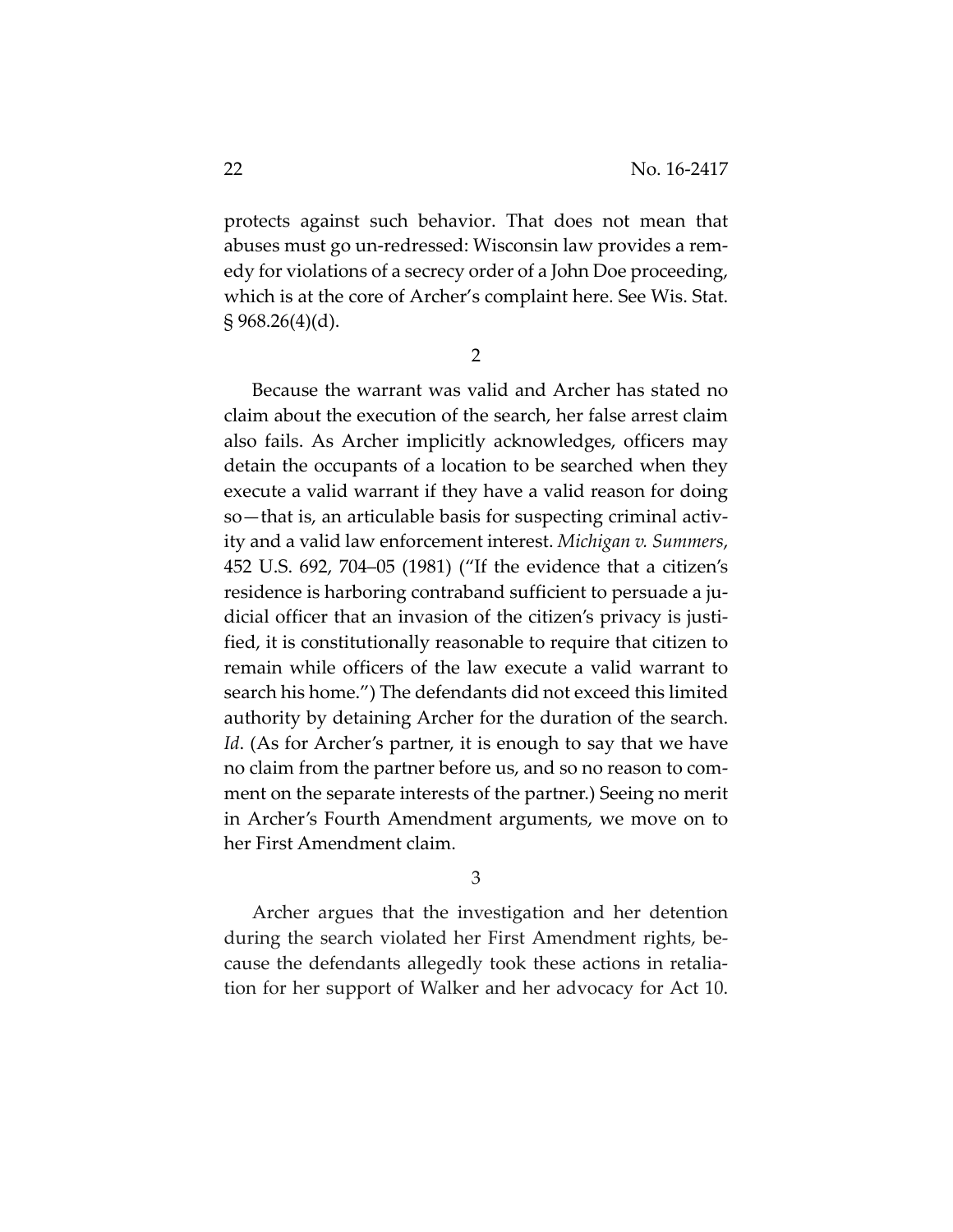protects against such behavior. That does not mean that abuses must go un-redressed: Wisconsin law provides a remedy for violations of a secrecy order of a John Doe proceeding, which is at the core of Archer's complaint here. See Wis. Stat. § 968.26(4)(d).

2

Because the warrant was valid and Archer has stated no claim about the execution of the search, her false arrest claim also fails. As Archer implicitly acknowledges, officers may detain the occupants of a location to be searched when they execute a valid warrant if they have a valid reason for doing so—that is, an articulable basis for suspecting criminal activity and a valid law enforcement interest. *Michigan v. Summers*, 452 U.S. 692, 704–05 (1981) ("If the evidence that a citizen's residence is harboring contraband sufficient to persuade a judicial officer that an invasion of the citizen's privacy is justified, it is constitutionally reasonable to require that citizen to remain while officers of the law execute a valid warrant to search his home.") The defendants did not exceed this limited authority by detaining Archer for the duration of the search. *Id*. (As for Archer's partner, it is enough to say that we have no claim from the partner before us, and so no reason to comment on the separate interests of the partner.) Seeing no merit in Archer's Fourth Amendment arguments, we move on to her First Amendment claim.

3

Archer argues that the investigation and her detention during the search violated her First Amendment rights, because the defendants allegedly took these actions in retaliation for her support of Walker and her advocacy for Act 10.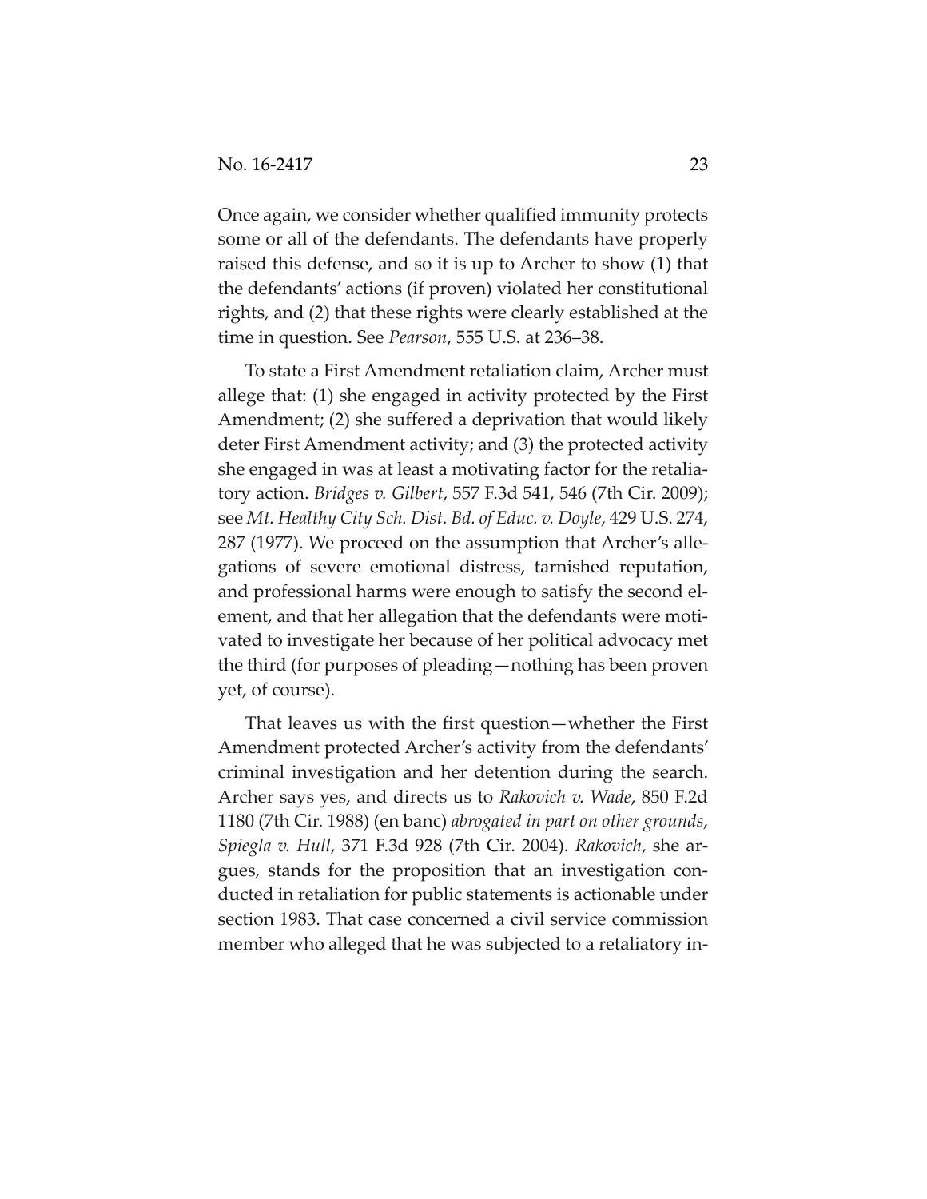Once again, we consider whether qualified immunity protects some or all of the defendants. The defendants have properly raised this defense, and so it is up to Archer to show (1) that the defendants' actions (if proven) violated her constitutional rights, and (2) that these rights were clearly established at the time in question. See *Pearson*, 555 U.S. at 236–38.

To state a First Amendment retaliation claim, Archer must allege that: (1) she engaged in activity protected by the First Amendment; (2) she suffered a deprivation that would likely deter First Amendment activity; and (3) the protected activity she engaged in was at least a motivating factor for the retaliatory action. *Bridges v. Gilbert*, 557 F.3d 541, 546 (7th Cir. 2009); see *Mt. Healthy City Sch. Dist. Bd. of Educ. v. Doyle*, 429 U.S. 274, 287 (1977). We proceed on the assumption that Archer's allegations of severe emotional distress, tarnished reputation, and professional harms were enough to satisfy the second element, and that her allegation that the defendants were motivated to investigate her because of her political advocacy met the third (for purposes of pleading—nothing has been proven yet, of course).

That leaves us with the first question—whether the First Amendment protected Archer's activity from the defendants' criminal investigation and her detention during the search. Archer says yes, and directs us to *Rakovich v. Wade*, 850 F.2d 1180 (7th Cir. 1988) (en banc) *abrogated in part on other grounds*, *Spiegla v. Hull*, 371 F.3d 928 (7th Cir. 2004). *Rakovich*, she argues, stands for the proposition that an investigation conducted in retaliation for public statements is actionable under section 1983. That case concerned a civil service commission member who alleged that he was subjected to a retaliatory in-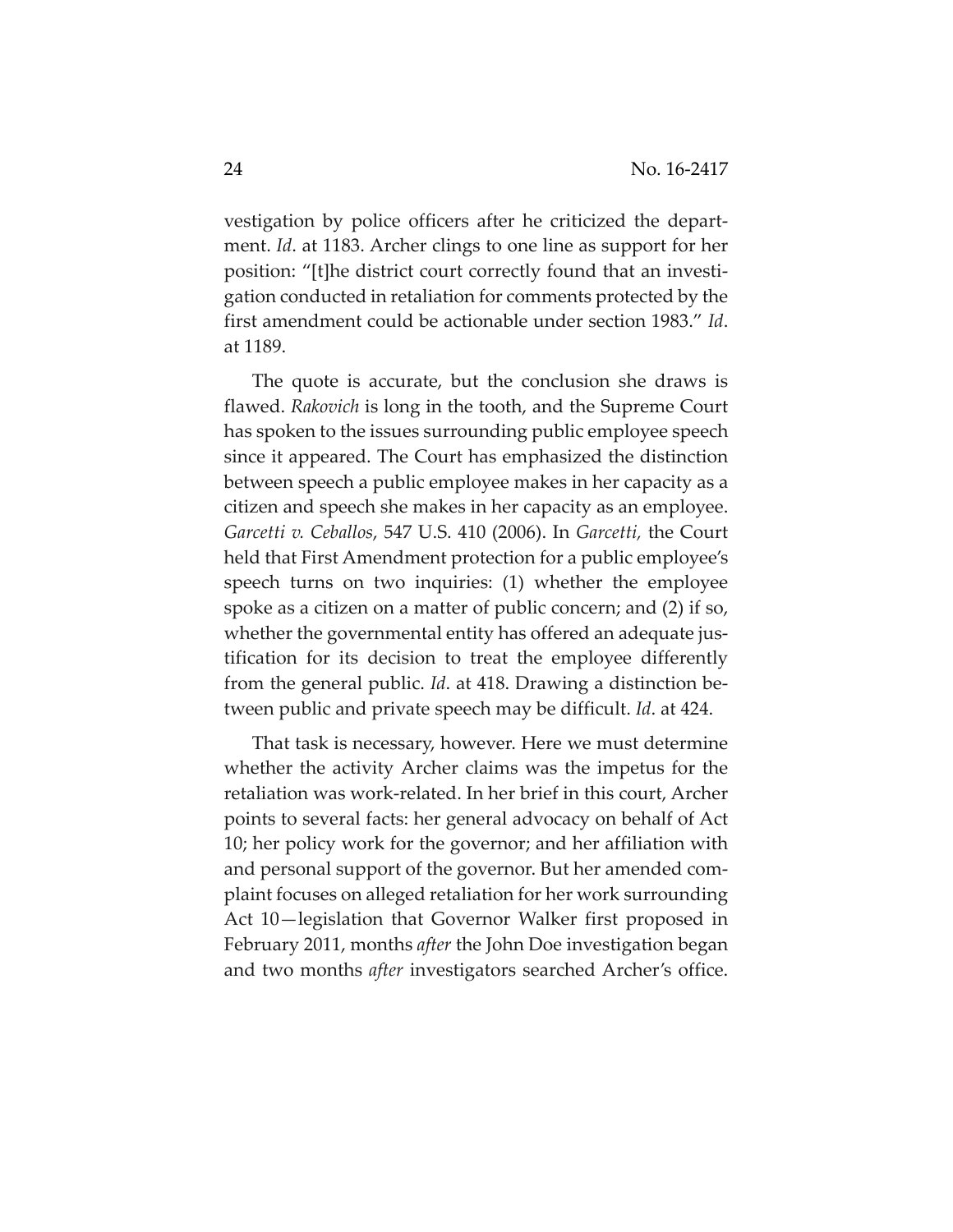vestigation by police officers after he criticized the department. *Id*. at 1183. Archer clings to one line as support for her position: "[t]he district court correctly found that an investigation conducted in retaliation for comments protected by the first amendment could be actionable under section 1983." *Id*. at 1189.

The quote is accurate, but the conclusion she draws is flawed. *Rakovich* is long in the tooth, and the Supreme Court has spoken to the issues surrounding public employee speech since it appeared. The Court has emphasized the distinction between speech a public employee makes in her capacity as a citizen and speech she makes in her capacity as an employee. *Garcetti v. Ceballos*, 547 U.S. 410 (2006). In *Garcetti,* the Court held that First Amendment protection for a public employee's speech turns on two inquiries: (1) whether the employee spoke as a citizen on a matter of public concern; and (2) if so, whether the governmental entity has offered an adequate justification for its decision to treat the employee differently from the general public. *Id*. at 418. Drawing a distinction between public and private speech may be difficult. *Id*. at 424.

That task is necessary, however. Here we must determine whether the activity Archer claims was the impetus for the retaliation was work-related. In her brief in this court, Archer points to several facts: her general advocacy on behalf of Act 10; her policy work for the governor; and her affiliation with and personal support of the governor. But her amended complaint focuses on alleged retaliation for her work surrounding Act 10—legislation that Governor Walker first proposed in February 2011, months *after* the John Doe investigation began and two months *after* investigators searched Archer's office.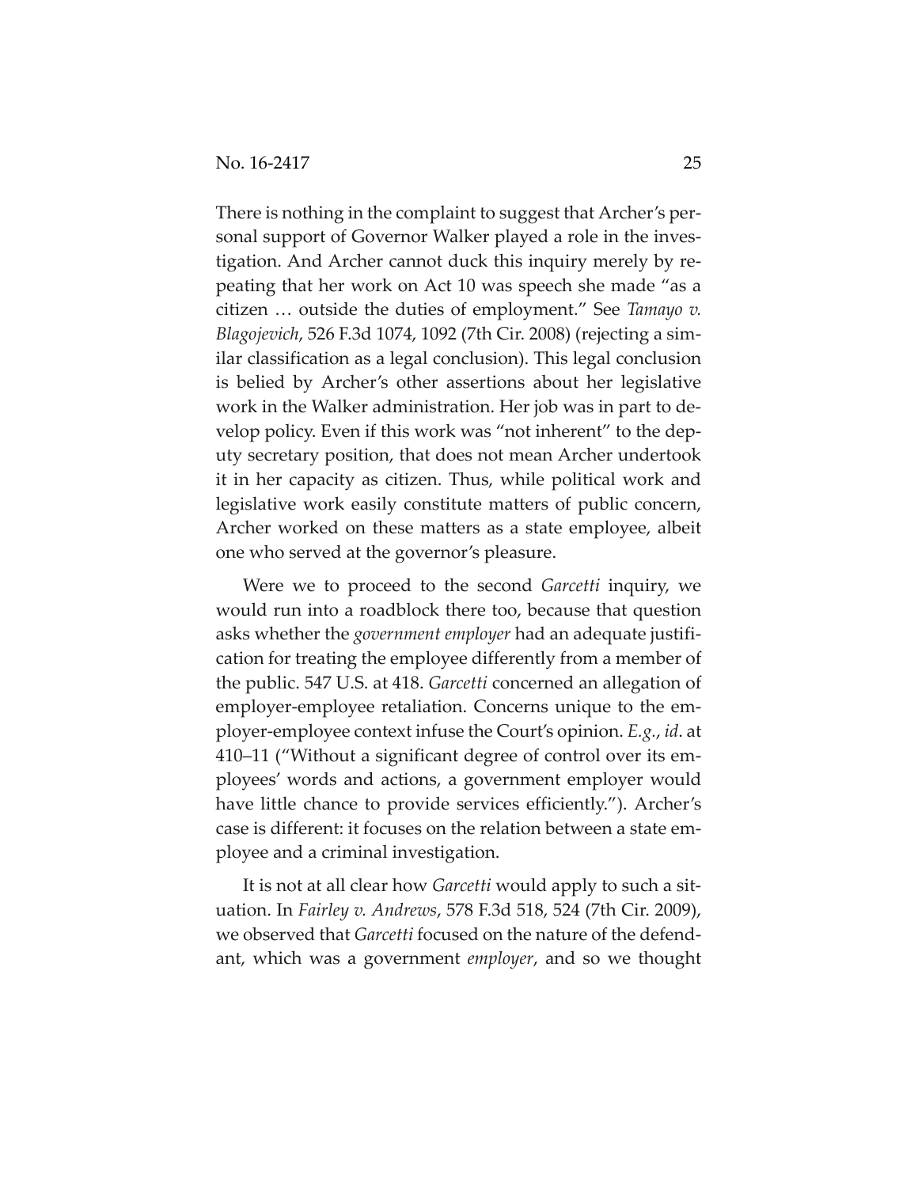There is nothing in the complaint to suggest that Archer's personal support of Governor Walker played a role in the investigation. And Archer cannot duck this inquiry merely by repeating that her work on Act 10 was speech she made "as a citizen … outside the duties of employment." See *Tamayo v. Blagojevich*, 526 F.3d 1074, 1092 (7th Cir. 2008) (rejecting a similar classification as a legal conclusion). This legal conclusion is belied by Archer's other assertions about her legislative work in the Walker administration. Her job was in part to develop policy. Even if this work was "not inherent" to the deputy secretary position, that does not mean Archer undertook it in her capacity as citizen. Thus, while political work and legislative work easily constitute matters of public concern, Archer worked on these matters as a state employee, albeit one who served at the governor's pleasure.

Were we to proceed to the second *Garcetti* inquiry, we would run into a roadblock there too, because that question asks whether the *government employer* had an adequate justification for treating the employee differently from a member of the public. 547 U.S. at 418. *Garcetti* concerned an allegation of employer-employee retaliation. Concerns unique to the employer-employee context infuse the Court's opinion. *E.g.*, *id*. at 410–11 ("Without a significant degree of control over its employees' words and actions, a government employer would have little chance to provide services efficiently."). Archer's case is different: it focuses on the relation between a state employee and a criminal investigation.

It is not at all clear how *Garcetti* would apply to such a situation. In *Fairley v. Andrews*, 578 F.3d 518, 524 (7th Cir. 2009), we observed that *Garcetti* focused on the nature of the defendant, which was a government *employer*, and so we thought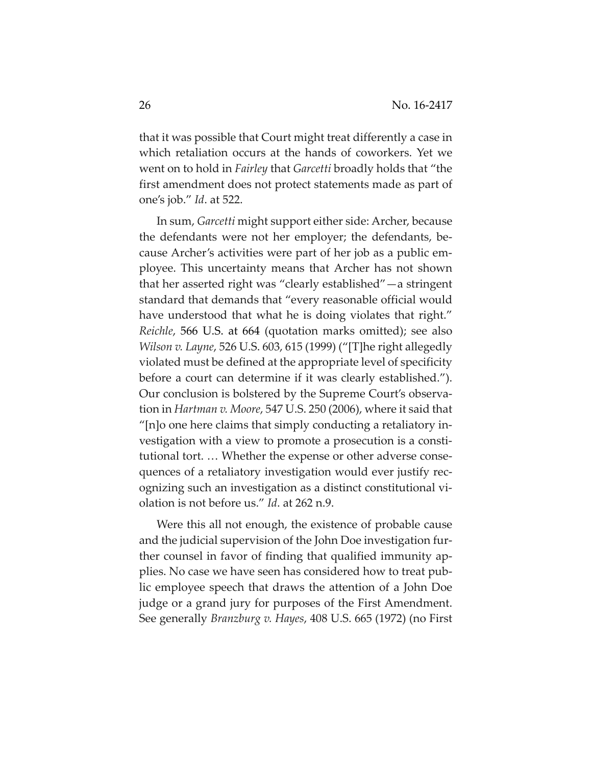that it was possible that Court might treat differently a case in which retaliation occurs at the hands of coworkers. Yet we went on to hold in *Fairley* that *Garcetti* broadly holds that "the first amendment does not protect statements made as part of one's job." *Id*. at 522.

In sum, *Garcetti* might support either side: Archer, because the defendants were not her employer; the defendants, because Archer's activities were part of her job as a public employee. This uncertainty means that Archer has not shown that her asserted right was "clearly established"—a stringent standard that demands that "every reasonable official would have understood that what he is doing violates that right." *Reichle*, 566 U.S. at 664 (quotation marks omitted); see also *Wilson v. Layne*, 526 U.S. 603, 615 (1999) ("[T]he right allegedly violated must be defined at the appropriate level of specificity before a court can determine if it was clearly established."). Our conclusion is bolstered by the Supreme Court's observation in *Hartman v. Moore*, 547 U.S. 250 (2006), where it said that "[n]o one here claims that simply conducting a retaliatory investigation with a view to promote a prosecution is a constitutional tort. … Whether the expense or other adverse consequences of a retaliatory investigation would ever justify recognizing such an investigation as a distinct constitutional violation is not before us." *Id*. at 262 n.9.

Were this all not enough, the existence of probable cause and the judicial supervision of the John Doe investigation further counsel in favor of finding that qualified immunity applies. No case we have seen has considered how to treat public employee speech that draws the attention of a John Doe judge or a grand jury for purposes of the First Amendment. See generally *Branzburg v. Hayes*, 408 U.S. 665 (1972) (no First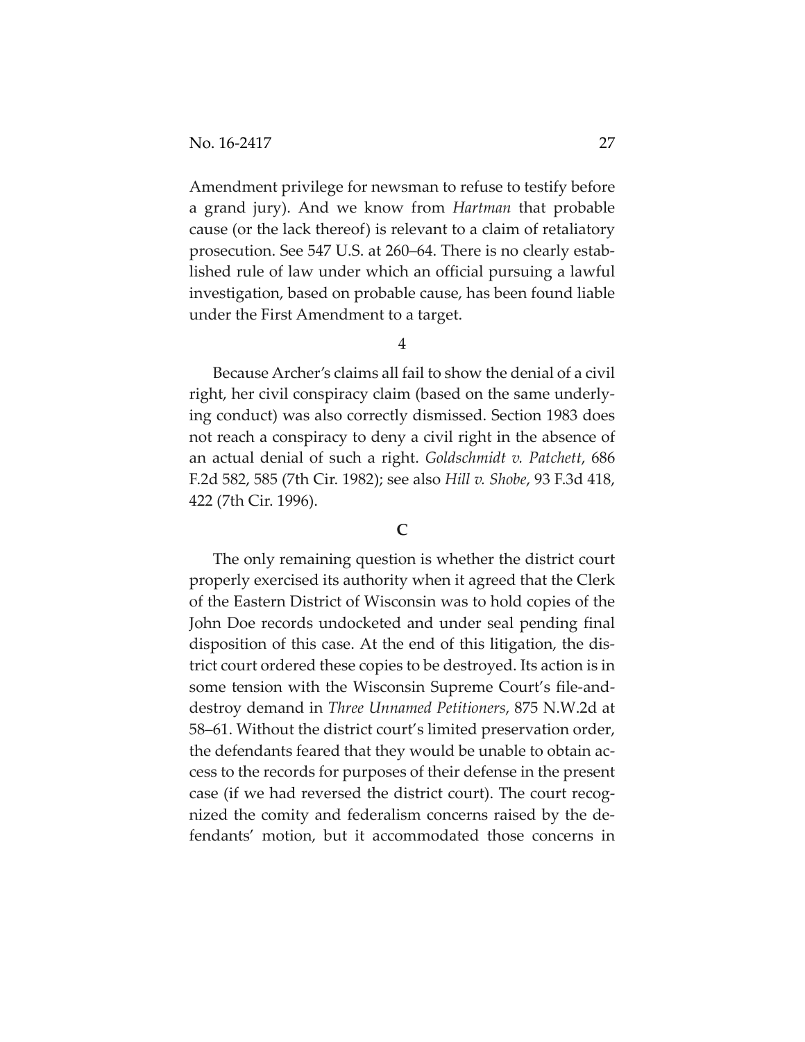Amendment privilege for newsman to refuse to testify before a grand jury). And we know from *Hartman* that probable cause (or the lack thereof) is relevant to a claim of retaliatory prosecution. See 547 U.S. at 260–64. There is no clearly established rule of law under which an official pursuing a lawful investigation, based on probable cause, has been found liable under the First Amendment to a target.

4

Because Archer's claims all fail to show the denial of a civil right, her civil conspiracy claim (based on the same underlying conduct) was also correctly dismissed. Section 1983 does not reach a conspiracy to deny a civil right in the absence of an actual denial of such a right. *Goldschmidt v. Patchett*, 686 F.2d 582, 585 (7th Cir. 1982); see also *Hill v. Shobe*, 93 F.3d 418, 422 (7th Cir. 1996).

### C

The only remaining question is whether the district court properly exercised its authority when it agreed that the Clerk of the Eastern District of Wisconsin was to hold copies of the John Doe records undocketed and under seal pending final disposition of this case. At the end of this litigation, the district court ordered these copies to be destroyed. Its action is in some tension with the Wisconsin Supreme Court's file-and-destroy demand in *Three Unnamed Petitioners*, 875 N.W.2d at 58–61. Without the district court's limited preservation order, the defendants feared that they would be unable to obtain access to the records for purposes of their defense in the present case (if we had reversed the district court). The court recognized the comity and federalism concerns raised by the defendants' motion, but it accommodated those concerns in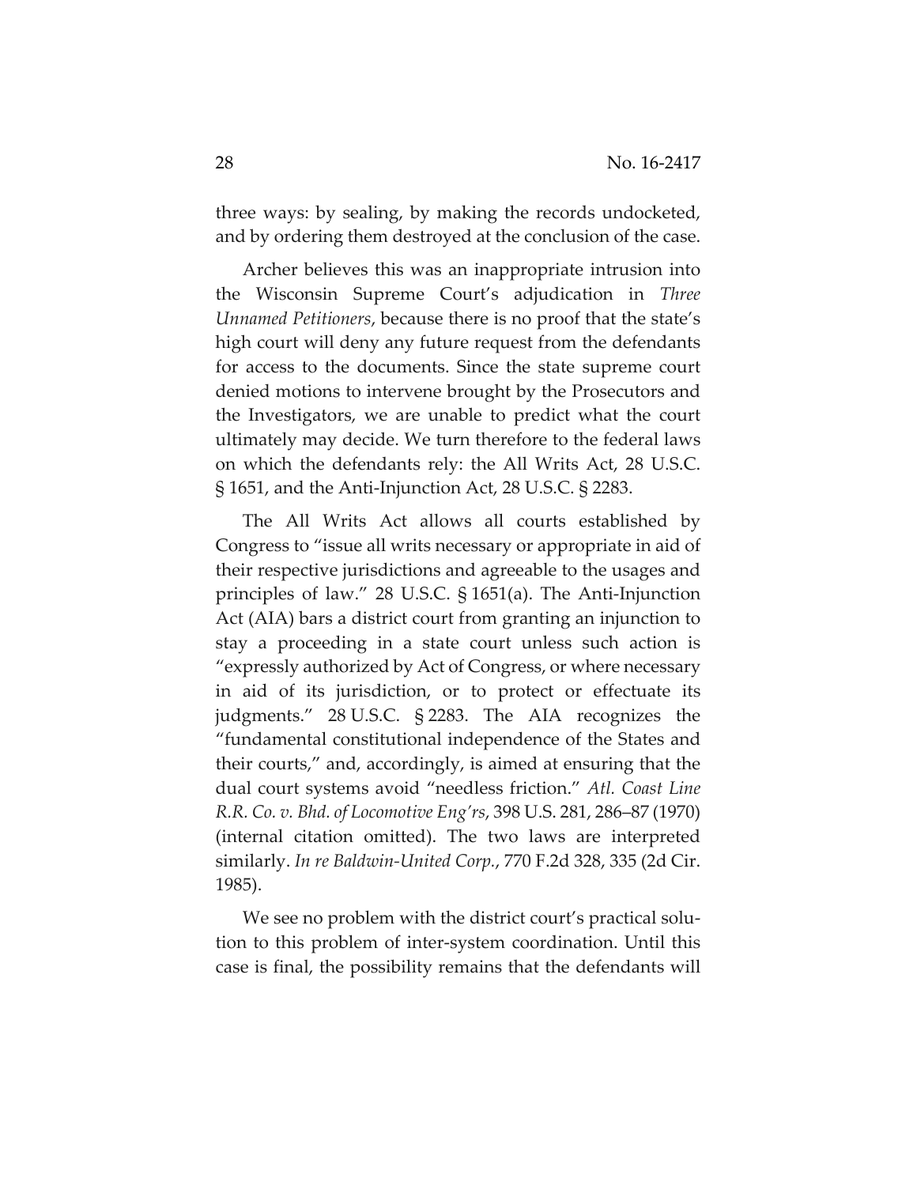three ways: by sealing, by making the records undocketed, and by ordering them destroyed at the conclusion of the case.

Archer believes this was an inappropriate intrusion into the Wisconsin Supreme Court's adjudication in *Three Unnamed Petitioners*, because there is no proof that the state's high court will deny any future request from the defendants for access to the documents. Since the state supreme court denied motions to intervene brought by the Prosecutors and the Investigators, we are unable to predict what the court ultimately may decide. We turn therefore to the federal laws on which the defendants rely: the All Writs Act, 28 U.S.C. § 1651, and the Anti-Injunction Act, 28 U.S.C. § 2283.

The All Writs Act allows all courts established by Congress to "issue all writs necessary or appropriate in aid of their respective jurisdictions and agreeable to the usages and principles of law." 28 U.S.C. § 1651(a). The Anti-Injunction Act (AIA) bars a district court from granting an injunction to stay a proceeding in a state court unless such action is "expressly authorized by Act of Congress, or where necessary in aid of its jurisdiction, or to protect or effectuate its judgments." 28 U.S.C. § 2283. The AIA recognizes the "fundamental constitutional independence of the States and their courts," and, accordingly, is aimed at ensuring that the dual court systems avoid "needless friction." *Atl. Coast Line R.R. Co. v. Bhd. of Locomotive Eng'rs*, 398 U.S. 281, 286–87 (1970) (internal citation omitted). The two laws are interpreted similarly. *In re Baldwin-United Corp.*, 770 F.2d 328, 335 (2d Cir. 1985).

We see no problem with the district court's practical solution to this problem of inter-system coordination. Until this case is final, the possibility remains that the defendants will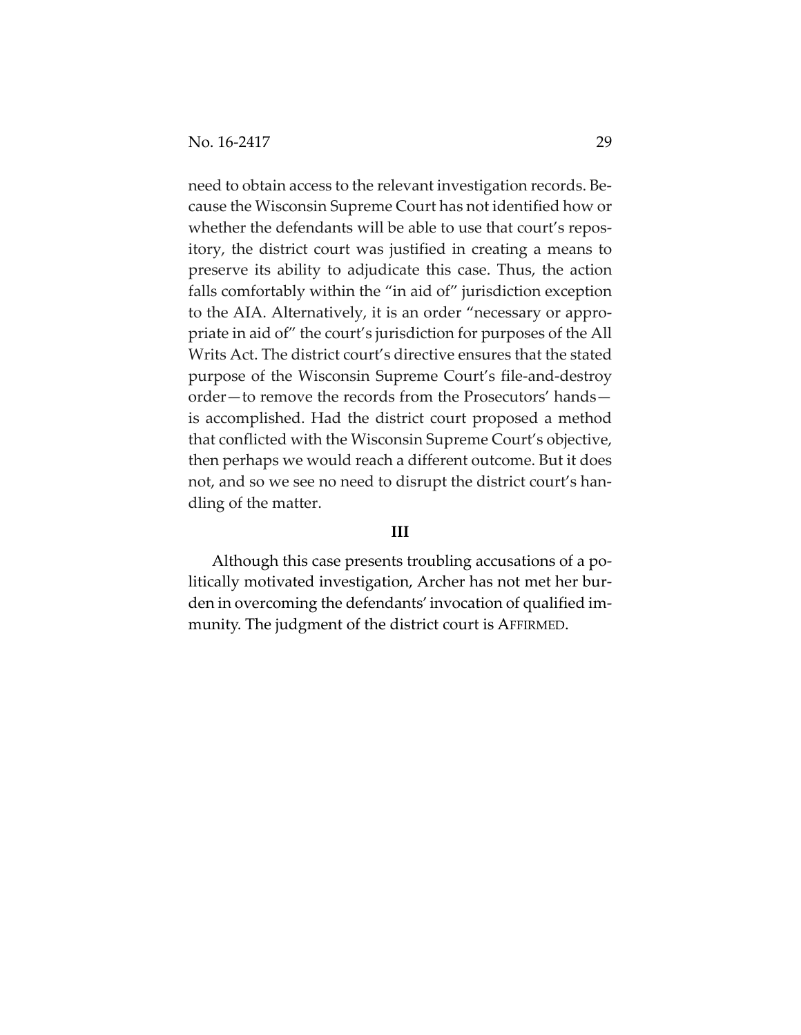need to obtain access to the relevant investigation records. Because the Wisconsin Supreme Court has not identified how or whether the defendants will be able to use that court's repository, the district court was justified in creating a means to preserve its ability to adjudicate this case. Thus, the action falls comfortably within the "in aid of" jurisdiction exception to the AIA. Alternatively, it is an order "necessary or appropriate in aid of" the court's jurisdiction for purposes of the All Writs Act. The district court's directive ensures that the stated purpose of the Wisconsin Supreme Court's file-and-destroy order—to remove the records from the Prosecutors' hands—is accomplished. Had the district court proposed a method that conflicted with the Wisconsin Supreme Court's objective, then perhaps we would reach a different outcome. But it does not, and so we see no need to disrupt the district court's handling of the matter.

## III

Although this case presents troubling accusations of a politically motivated investigation, Archer has not met her burden in overcoming the defendants' invocation of qualified immunity. The judgment of the district court is AFFIRMED.